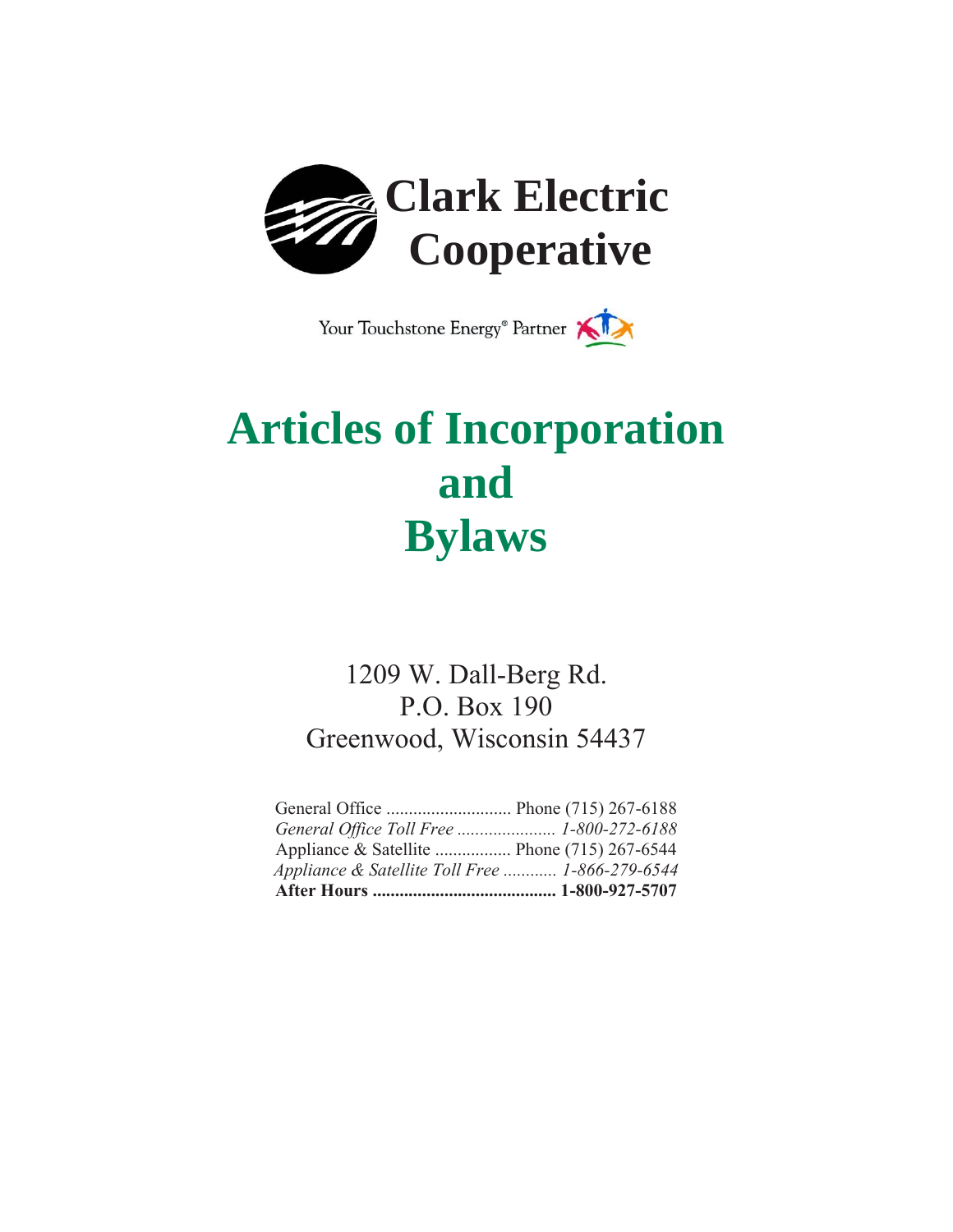# Clark Electric Cooperative

Your Touchstone Energy® Partner

# Articles of Incorporation and Bylaws

1209 W. Dall-Berg Rd.
P.O. Box 190
Greenwood, Wisconsin 54437

General Office ............................ Phone (715) 267-6188
*General Office Toll Free ...................... 1-800-272-6188*
Appliance & Satellite ................. Phone (715) 267-6544
*Appliance & Satellite Toll Free ............ 1-866-279-6544*
**After Hours ......................................... 1-800-927-5707**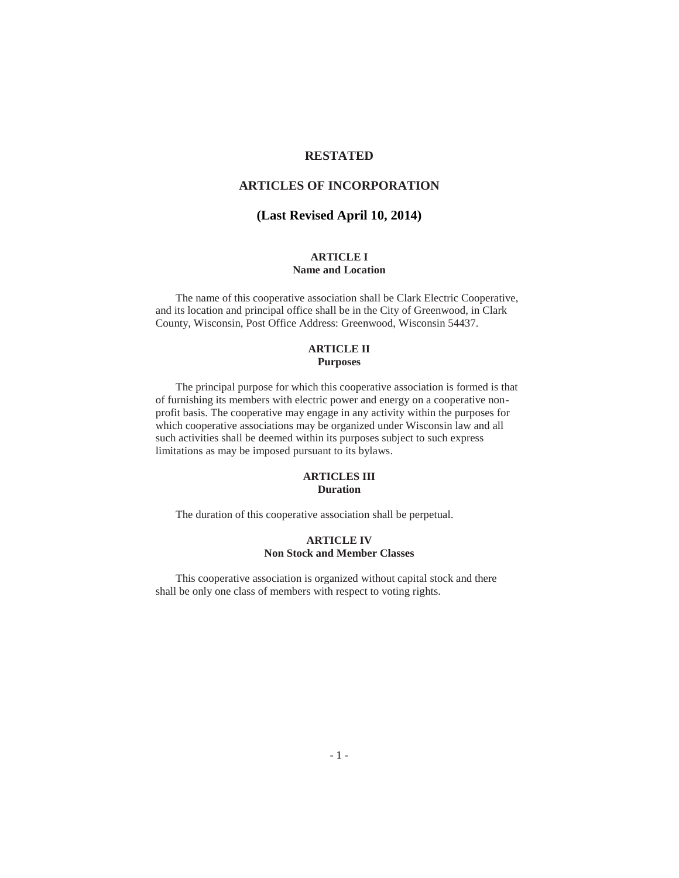# RESTATED

# ARTICLES OF INCORPORATION

# (Last Revised April 10, 2014)

## ARTICLE I
**Name and Location**

The name of this cooperative association shall be Clark Electric Cooperative, and its location and principal office shall be in the City of Greenwood, in Clark County, Wisconsin, Post Office Address: Greenwood, Wisconsin 54437.

## ARTICLE II
**Purposes**

The principal purpose for which this cooperative association is formed is that of furnishing its members with electric power and energy on a cooperative non-profit basis. The cooperative may engage in any activity within the purposes for which cooperative associations may be organized under Wisconsin law and all such activities shall be deemed within its purposes subject to such express limitations as may be imposed pursuant to its bylaws.

## ARTICLES III
**Duration**

The duration of this cooperative association shall be perpetual.

## ARTICLE IV
**Non Stock and Member Classes**

This cooperative association is organized without capital stock and there shall be only one class of members with respect to voting rights.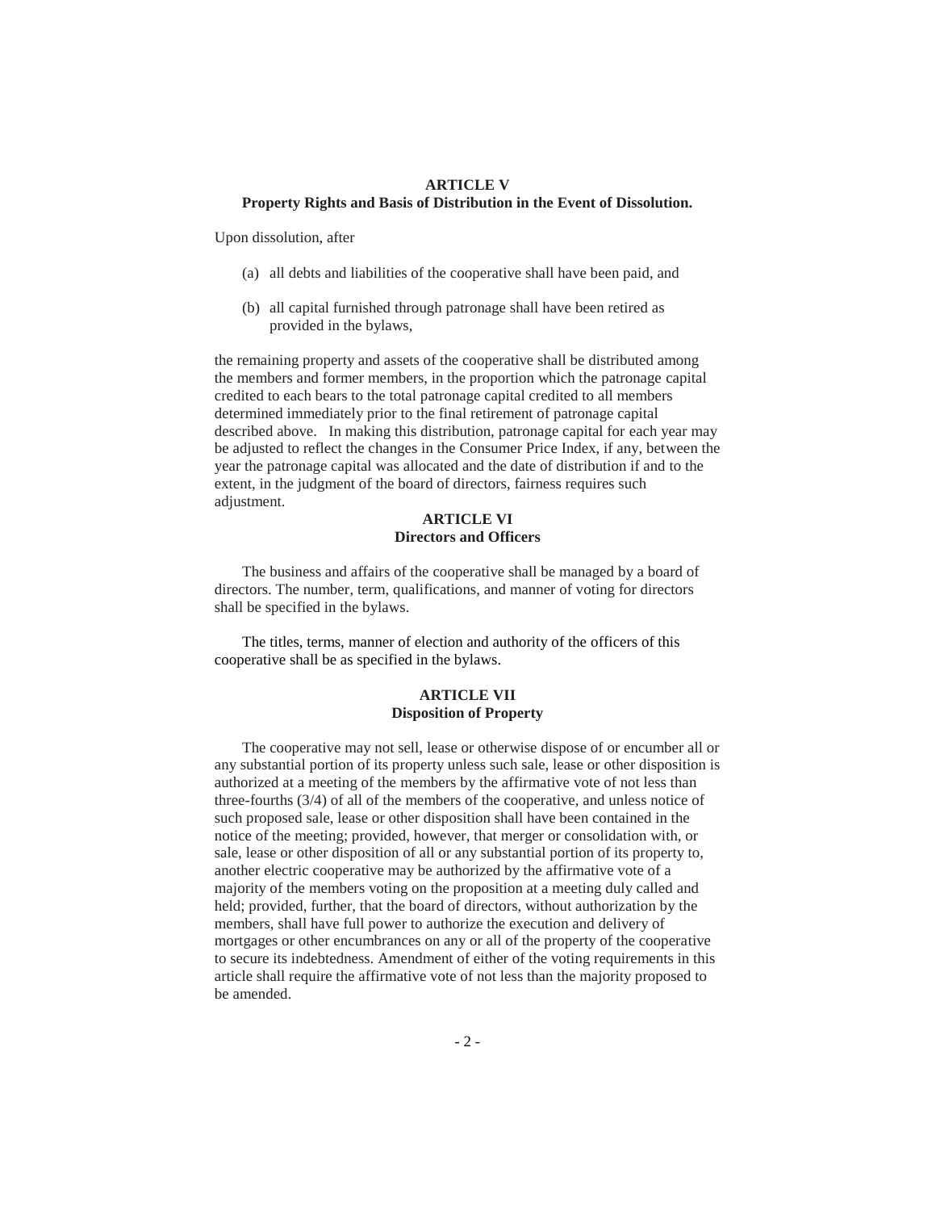## ARTICLE V
**Property Rights and Basis of Distribution in the Event of Dissolution.**

Upon dissolution, after

(a) all debts and liabilities of the cooperative shall have been paid, and

(b) all capital furnished through patronage shall have been retired as provided in the bylaws,

the remaining property and assets of the cooperative shall be distributed among the members and former members, in the proportion which the patronage capital credited to each bears to the total patronage capital credited to all members determined immediately prior to the final retirement of patronage capital described above. In making this distribution, patronage capital for each year may be adjusted to reflect the changes in the Consumer Price Index, if any, between the year the patronage capital was allocated and the date of distribution if and to the extent, in the judgment of the board of directors, fairness requires such adjustment.

## ARTICLE VI
**Directors and Officers**

The business and affairs of the cooperative shall be managed by a board of directors. The number, term, qualifications, and manner of voting for directors shall be specified in the bylaws.

The titles, terms, manner of election and authority of the officers of this cooperative shall be as specified in the bylaws.

## ARTICLE VII
**Disposition of Property**

The cooperative may not sell, lease or otherwise dispose of or encumber all or any substantial portion of its property unless such sale, lease or other disposition is authorized at a meeting of the members by the affirmative vote of not less than three-fourths (3/4) of all of the members of the cooperative, and unless notice of such proposed sale, lease or other disposition shall have been contained in the notice of the meeting; provided, however, that merger or consolidation with, or sale, lease or other disposition of all or any substantial portion of its property to, another electric cooperative may be authorized by the affirmative vote of a majority of the members voting on the proposition at a meeting duly called and held; provided, further, that the board of directors, without authorization by the members, shall have full power to authorize the execution and delivery of mortgages or other encumbrances on any or all of the property of the cooperative to secure its indebtedness. Amendment of either of the voting requirements in this article shall require the affirmative vote of not less than the majority proposed to be amended.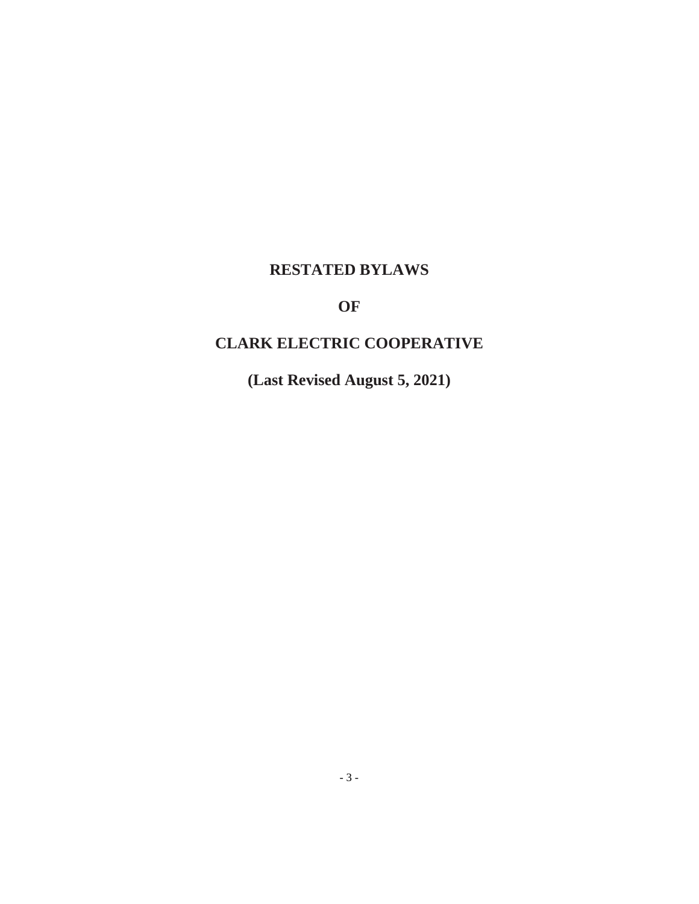# RESTATED BYLAWS

# OF

# CLARK ELECTRIC COOPERATIVE

**(Last Revised August 5, 2021)**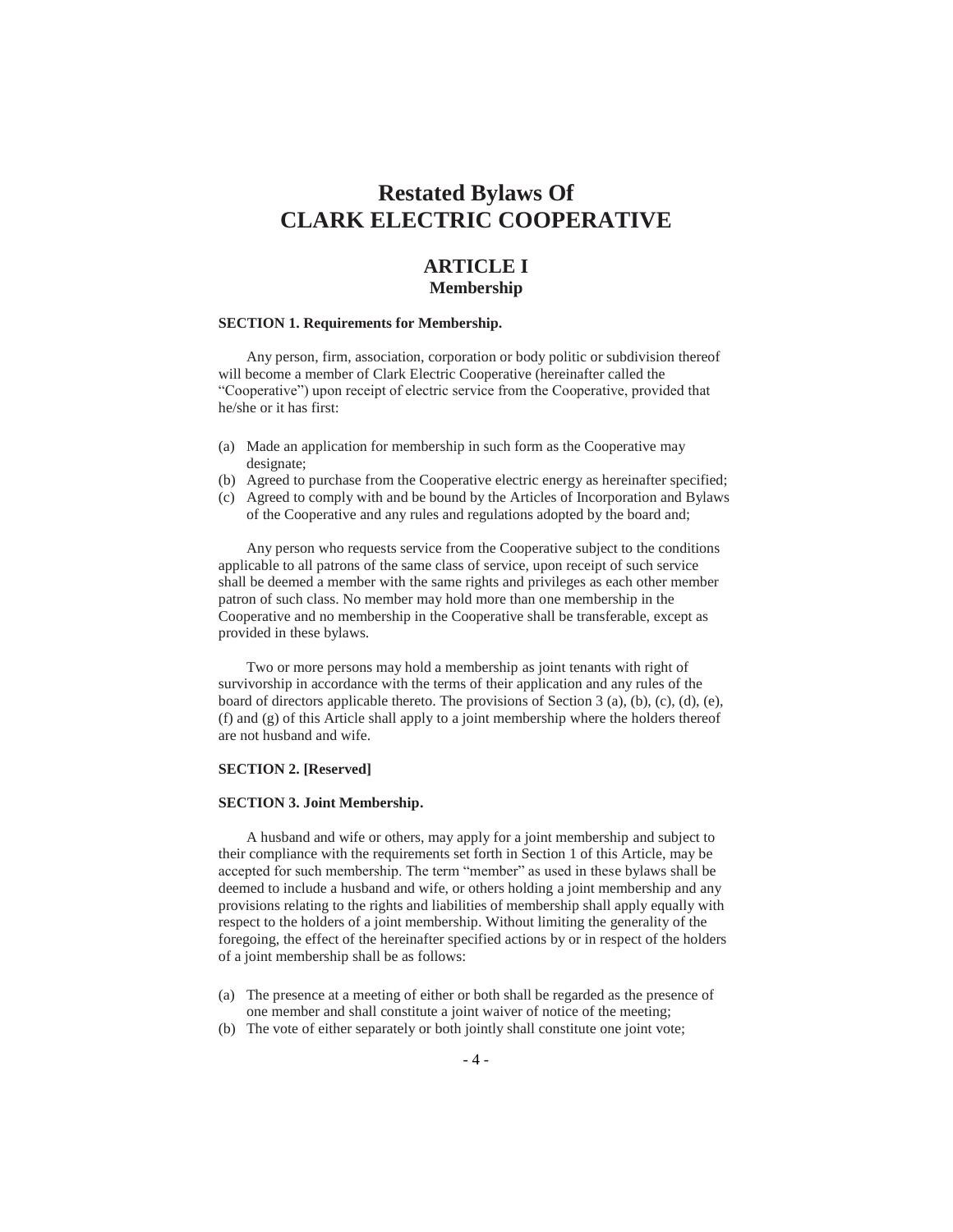# Restated Bylaws Of CLARK ELECTRIC COOPERATIVE

## ARTICLE I
### Membership

**SECTION 1. Requirements for Membership.**

Any person, firm, association, corporation or body politic or subdivision thereof will become a member of Clark Electric Cooperative (hereinafter called the "Cooperative") upon receipt of electric service from the Cooperative, provided that he/she or it has first:

(a) Made an application for membership in such form as the Cooperative may designate;
(b) Agreed to purchase from the Cooperative electric energy as hereinafter specified;
(c) Agreed to comply with and be bound by the Articles of Incorporation and Bylaws of the Cooperative and any rules and regulations adopted by the board and;

Any person who requests service from the Cooperative subject to the conditions applicable to all patrons of the same class of service, upon receipt of such service shall be deemed a member with the same rights and privileges as each other member patron of such class. No member may hold more than one membership in the Cooperative and no membership in the Cooperative shall be transferable, except as provided in these bylaws.

Two or more persons may hold a membership as joint tenants with right of survivorship in accordance with the terms of their application and any rules of the board of directors applicable thereto. The provisions of Section 3 (a), (b), (c), (d), (e), (f) and (g) of this Article shall apply to a joint membership where the holders thereof are not husband and wife.

**SECTION 2. [Reserved]**

**SECTION 3. Joint Membership.**

A husband and wife or others, may apply for a joint membership and subject to their compliance with the requirements set forth in Section 1 of this Article, may be accepted for such membership. The term "member" as used in these bylaws shall be deemed to include a husband and wife, or others holding a joint membership and any provisions relating to the rights and liabilities of membership shall apply equally with respect to the holders of a joint membership. Without limiting the generality of the foregoing, the effect of the hereinafter specified actions by or in respect of the holders of a joint membership shall be as follows:

(a) The presence at a meeting of either or both shall be regarded as the presence of one member and shall constitute a joint waiver of notice of the meeting;
(b) The vote of either separately or both jointly shall constitute one joint vote;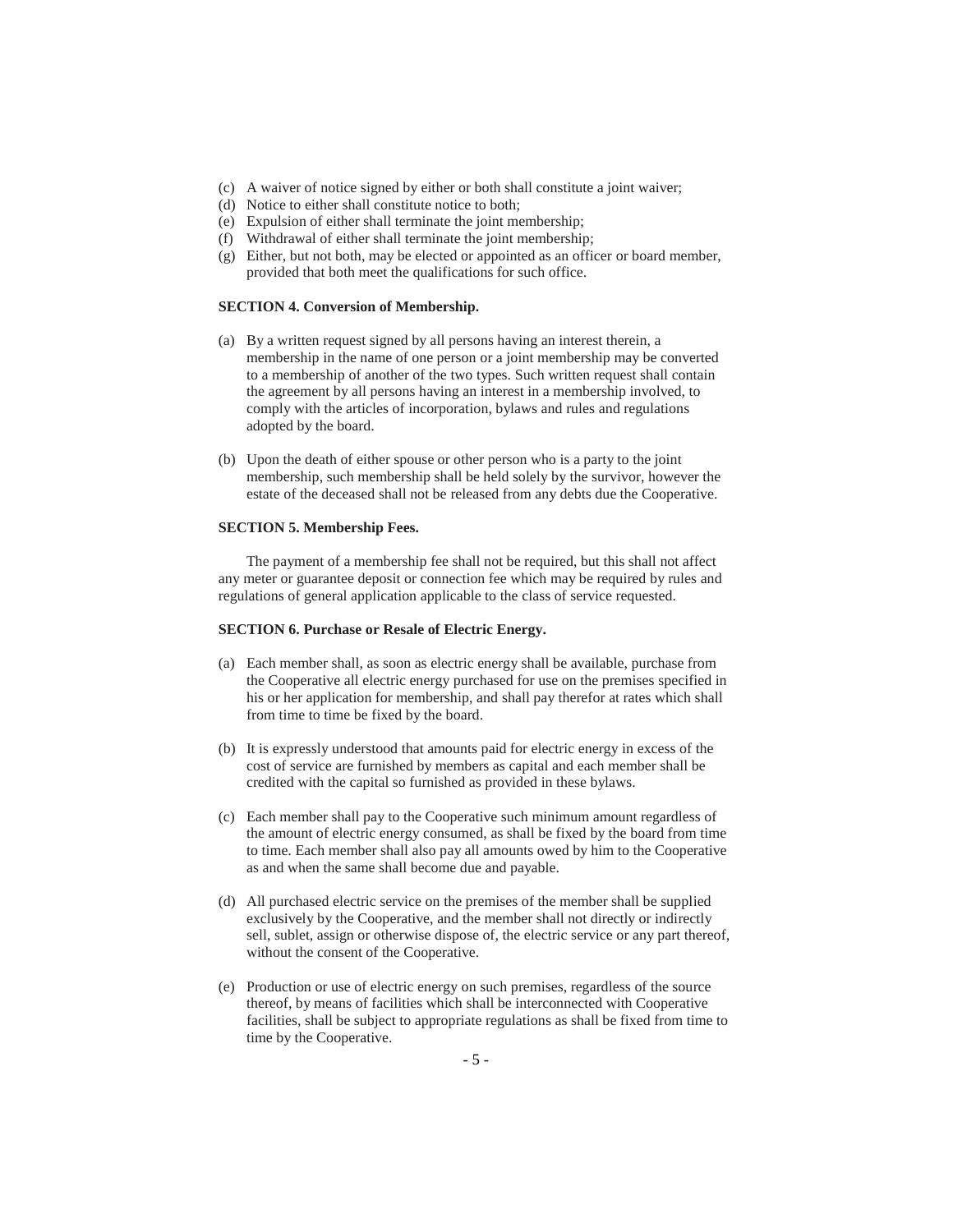(c) A waiver of notice signed by either or both shall constitute a joint waiver;
(d) Notice to either shall constitute notice to both;
(e) Expulsion of either shall terminate the joint membership;
(f) Withdrawal of either shall terminate the joint membership;
(g) Either, but not both, may be elected or appointed as an officer or board member, provided that both meet the qualifications for such office.

**SECTION 4. Conversion of Membership.**

(a) By a written request signed by all persons having an interest therein, a membership in the name of one person or a joint membership may be converted to a membership of another of the two types. Such written request shall contain the agreement by all persons having an interest in a membership involved, to comply with the articles of incorporation, bylaws and rules and regulations adopted by the board.

(b) Upon the death of either spouse or other person who is a party to the joint membership, such membership shall be held solely by the survivor, however the estate of the deceased shall not be released from any debts due the Cooperative.

**SECTION 5. Membership Fees.**

The payment of a membership fee shall not be required, but this shall not affect any meter or guarantee deposit or connection fee which may be required by rules and regulations of general application applicable to the class of service requested.

**SECTION 6. Purchase or Resale of Electric Energy.**

(a) Each member shall, as soon as electric energy shall be available, purchase from the Cooperative all electric energy purchased for use on the premises specified in his or her application for membership, and shall pay therefor at rates which shall from time to time be fixed by the board.

(b) It is expressly understood that amounts paid for electric energy in excess of the cost of service are furnished by members as capital and each member shall be credited with the capital so furnished as provided in these bylaws.

(c) Each member shall pay to the Cooperative such minimum amount regardless of the amount of electric energy consumed, as shall be fixed by the board from time to time. Each member shall also pay all amounts owed by him to the Cooperative as and when the same shall become due and payable.

(d) All purchased electric service on the premises of the member shall be supplied exclusively by the Cooperative, and the member shall not directly or indirectly sell, sublet, assign or otherwise dispose of, the electric service or any part thereof, without the consent of the Cooperative.

(e) Production or use of electric energy on such premises, regardless of the source thereof, by means of facilities which shall be interconnected with Cooperative facilities, shall be subject to appropriate regulations as shall be fixed from time to time by the Cooperative.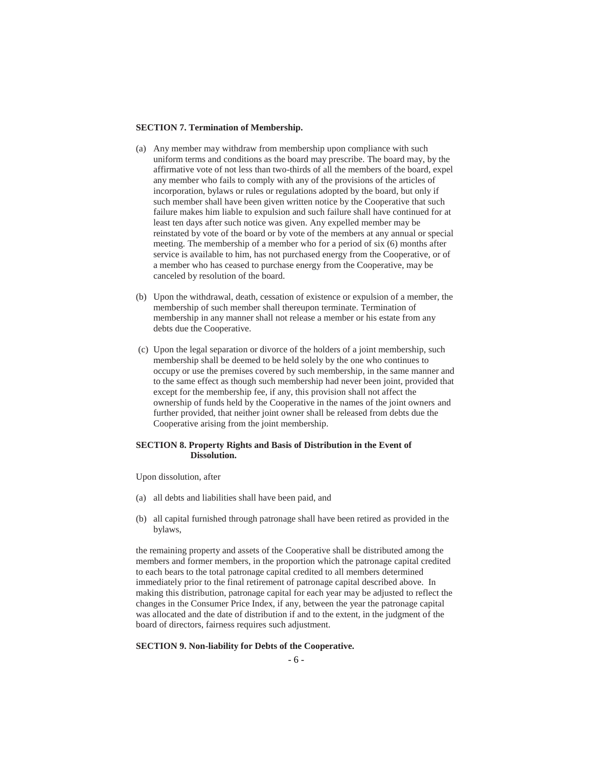**SECTION 7. Termination of Membership.**

(a) Any member may withdraw from membership upon compliance with such uniform terms and conditions as the board may prescribe. The board may, by the affirmative vote of not less than two-thirds of all the members of the board, expel any member who fails to comply with any of the provisions of the articles of incorporation, bylaws or rules or regulations adopted by the board, but only if such member shall have been given written notice by the Cooperative that such failure makes him liable to expulsion and such failure shall have continued for at least ten days after such notice was given. Any expelled member may be reinstated by vote of the board or by vote of the members at any annual or special meeting. The membership of a member who for a period of six (6) months after service is available to him, has not purchased energy from the Cooperative, or of a member who has ceased to purchase energy from the Cooperative, may be canceled by resolution of the board.

(b) Upon the withdrawal, death, cessation of existence or expulsion of a member, the membership of such member shall thereupon terminate. Termination of membership in any manner shall not release a member or his estate from any debts due the Cooperative.

(c) Upon the legal separation or divorce of the holders of a joint membership, such membership shall be deemed to be held solely by the one who continues to occupy or use the premises covered by such membership, in the same manner and to the same effect as though such membership had never been joint, provided that except for the membership fee, if any, this provision shall not affect the ownership of funds held by the Cooperative in the names of the joint owners and further provided, that neither joint owner shall be released from debts due the Cooperative arising from the joint membership.

**SECTION 8. Property Rights and Basis of Distribution in the Event of Dissolution.**

Upon dissolution, after

(a) all debts and liabilities shall have been paid, and

(b) all capital furnished through patronage shall have been retired as provided in the bylaws,

the remaining property and assets of the Cooperative shall be distributed among the members and former members, in the proportion which the patronage capital credited to each bears to the total patronage capital credited to all members determined immediately prior to the final retirement of patronage capital described above. In making this distribution, patronage capital for each year may be adjusted to reflect the changes in the Consumer Price Index, if any, between the year the patronage capital was allocated and the date of distribution if and to the extent, in the judgment of the board of directors, fairness requires such adjustment.

**SECTION 9. Non-liability for Debts of the Cooperative.**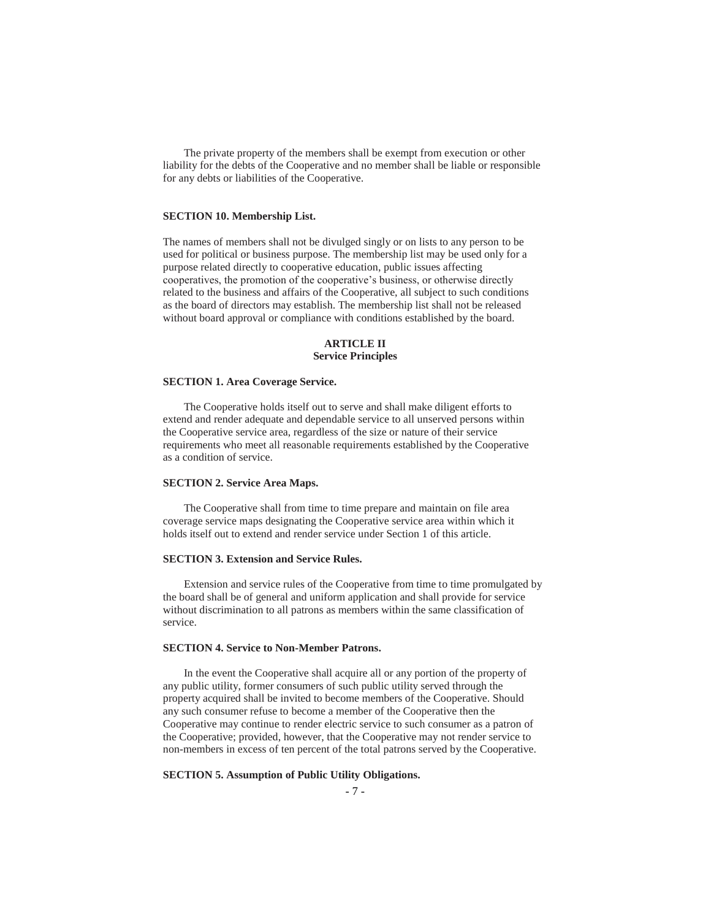The private property of the members shall be exempt from execution or other liability for the debts of the Cooperative and no member shall be liable or responsible for any debts or liabilities of the Cooperative.

**SECTION 10. Membership List.**

The names of members shall not be divulged singly or on lists to any person to be used for political or business purpose. The membership list may be used only for a purpose related directly to cooperative education, public issues affecting cooperatives, the promotion of the cooperative's business, or otherwise directly related to the business and affairs of the Cooperative, all subject to such conditions as the board of directors may establish. The membership list shall not be released without board approval or compliance with conditions established by the board.

## ARTICLE II
## Service Principles

**SECTION 1. Area Coverage Service.**

The Cooperative holds itself out to serve and shall make diligent efforts to extend and render adequate and dependable service to all unserved persons within the Cooperative service area, regardless of the size or nature of their service requirements who meet all reasonable requirements established by the Cooperative as a condition of service.

**SECTION 2. Service Area Maps.**

The Cooperative shall from time to time prepare and maintain on file area coverage service maps designating the Cooperative service area within which it holds itself out to extend and render service under Section 1 of this article.

**SECTION 3. Extension and Service Rules.**

Extension and service rules of the Cooperative from time to time promulgated by the board shall be of general and uniform application and shall provide for service without discrimination to all patrons as members within the same classification of service.

**SECTION 4. Service to Non-Member Patrons.**

In the event the Cooperative shall acquire all or any portion of the property of any public utility, former consumers of such public utility served through the property acquired shall be invited to become members of the Cooperative. Should any such consumer refuse to become a member of the Cooperative then the Cooperative may continue to render electric service to such consumer as a patron of the Cooperative; provided, however, that the Cooperative may not render service to non-members in excess of ten percent of the total patrons served by the Cooperative.

**SECTION 5. Assumption of Public Utility Obligations.**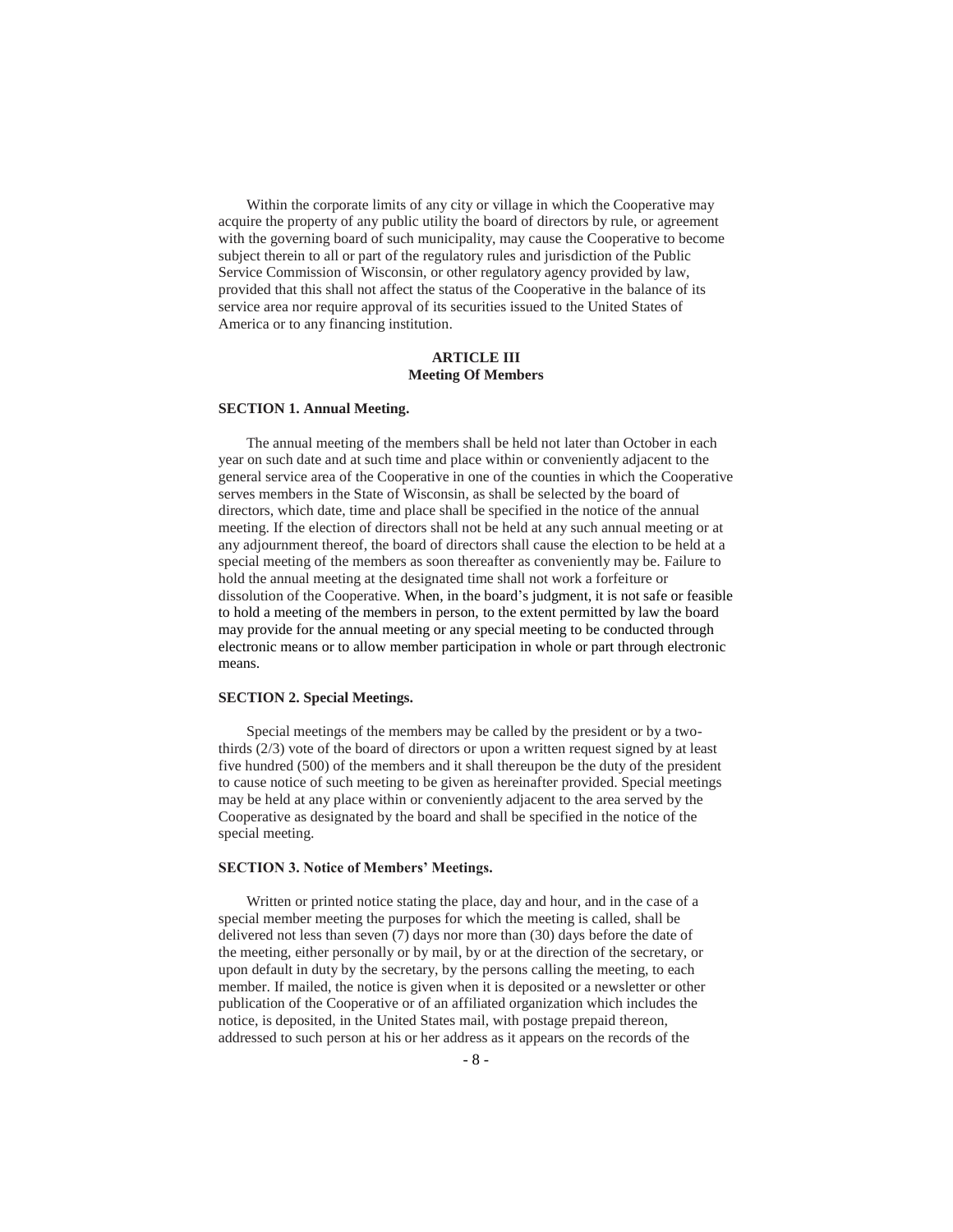Within the corporate limits of any city or village in which the Cooperative may acquire the property of any public utility the board of directors by rule, or agreement with the governing board of such municipality, may cause the Cooperative to become subject therein to all or part of the regulatory rules and jurisdiction of the Public Service Commission of Wisconsin, or other regulatory agency provided by law, provided that this shall not affect the status of the Cooperative in the balance of its service area nor require approval of its securities issued to the United States of America or to any financing institution.

## ARTICLE III
## Meeting Of Members

### SECTION 1. Annual Meeting.

The annual meeting of the members shall be held not later than October in each year on such date and at such time and place within or conveniently adjacent to the general service area of the Cooperative in one of the counties in which the Cooperative serves members in the State of Wisconsin, as shall be selected by the board of directors, which date, time and place shall be specified in the notice of the annual meeting. If the election of directors shall not be held at any such annual meeting or at any adjournment thereof, the board of directors shall cause the election to be held at a special meeting of the members as soon thereafter as conveniently may be. Failure to hold the annual meeting at the designated time shall not work a forfeiture or dissolution of the Cooperative. When, in the board's judgment, it is not safe or feasible to hold a meeting of the members in person, to the extent permitted by law the board may provide for the annual meeting or any special meeting to be conducted through electronic means or to allow member participation in whole or part through electronic means.

### SECTION 2. Special Meetings.

Special meetings of the members may be called by the president or by a two-thirds (2/3) vote of the board of directors or upon a written request signed by at least five hundred (500) of the members and it shall thereupon be the duty of the president to cause notice of such meeting to be given as hereinafter provided. Special meetings may be held at any place within or conveniently adjacent to the area served by the Cooperative as designated by the board and shall be specified in the notice of the special meeting.

### SECTION 3. Notice of Members' Meetings.

Written or printed notice stating the place, day and hour, and in the case of a special member meeting the purposes for which the meeting is called, shall be delivered not less than seven (7) days nor more than (30) days before the date of the meeting, either personally or by mail, by or at the direction of the secretary, or upon default in duty by the secretary, by the persons calling the meeting, to each member. If mailed, the notice is given when it is deposited or a newsletter or other publication of the Cooperative or of an affiliated organization which includes the notice, is deposited, in the United States mail, with postage prepaid thereon, addressed to such person at his or her address as it appears on the records of the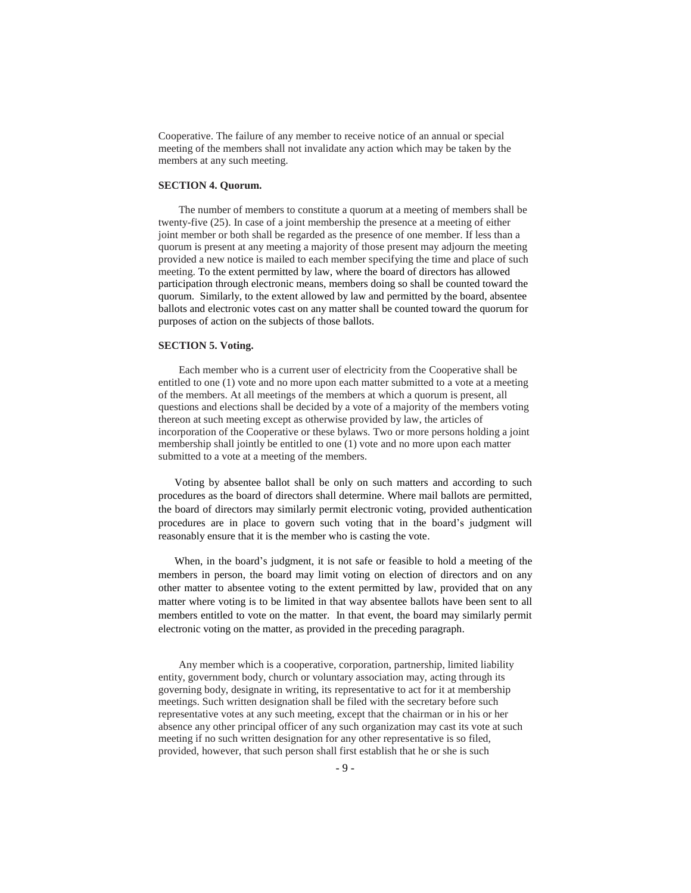Cooperative. The failure of any member to receive notice of an annual or special meeting of the members shall not invalidate any action which may be taken by the members at any such meeting.

**SECTION 4. Quorum.**

The number of members to constitute a quorum at a meeting of members shall be twenty-five (25). In case of a joint membership the presence at a meeting of either joint member or both shall be regarded as the presence of one member. If less than a quorum is present at any meeting a majority of those present may adjourn the meeting provided a new notice is mailed to each member specifying the time and place of such meeting. To the extent permitted by law, where the board of directors has allowed participation through electronic means, members doing so shall be counted toward the quorum. Similarly, to the extent allowed by law and permitted by the board, absentee ballots and electronic votes cast on any matter shall be counted toward the quorum for purposes of action on the subjects of those ballots.

**SECTION 5. Voting.**

Each member who is a current user of electricity from the Cooperative shall be entitled to one (1) vote and no more upon each matter submitted to a vote at a meeting of the members. At all meetings of the members at which a quorum is present, all questions and elections shall be decided by a vote of a majority of the members voting thereon at such meeting except as otherwise provided by law, the articles of incorporation of the Cooperative or these bylaws. Two or more persons holding a joint membership shall jointly be entitled to one (1) vote and no more upon each matter submitted to a vote at a meeting of the members.

Voting by absentee ballot shall be only on such matters and according to such procedures as the board of directors shall determine. Where mail ballots are permitted, the board of directors may similarly permit electronic voting, provided authentication procedures are in place to govern such voting that in the board's judgment will reasonably ensure that it is the member who is casting the vote.

When, in the board's judgment, it is not safe or feasible to hold a meeting of the members in person, the board may limit voting on election of directors and on any other matter to absentee voting to the extent permitted by law, provided that on any matter where voting is to be limited in that way absentee ballots have been sent to all members entitled to vote on the matter. In that event, the board may similarly permit electronic voting on the matter, as provided in the preceding paragraph.

Any member which is a cooperative, corporation, partnership, limited liability entity, government body, church or voluntary association may, acting through its governing body, designate in writing, its representative to act for it at membership meetings. Such written designation shall be filed with the secretary before such representative votes at any such meeting, except that the chairman or in his or her absence any other principal officer of any such organization may cast its vote at such meeting if no such written designation for any other representative is so filed, provided, however, that such person shall first establish that he or she is such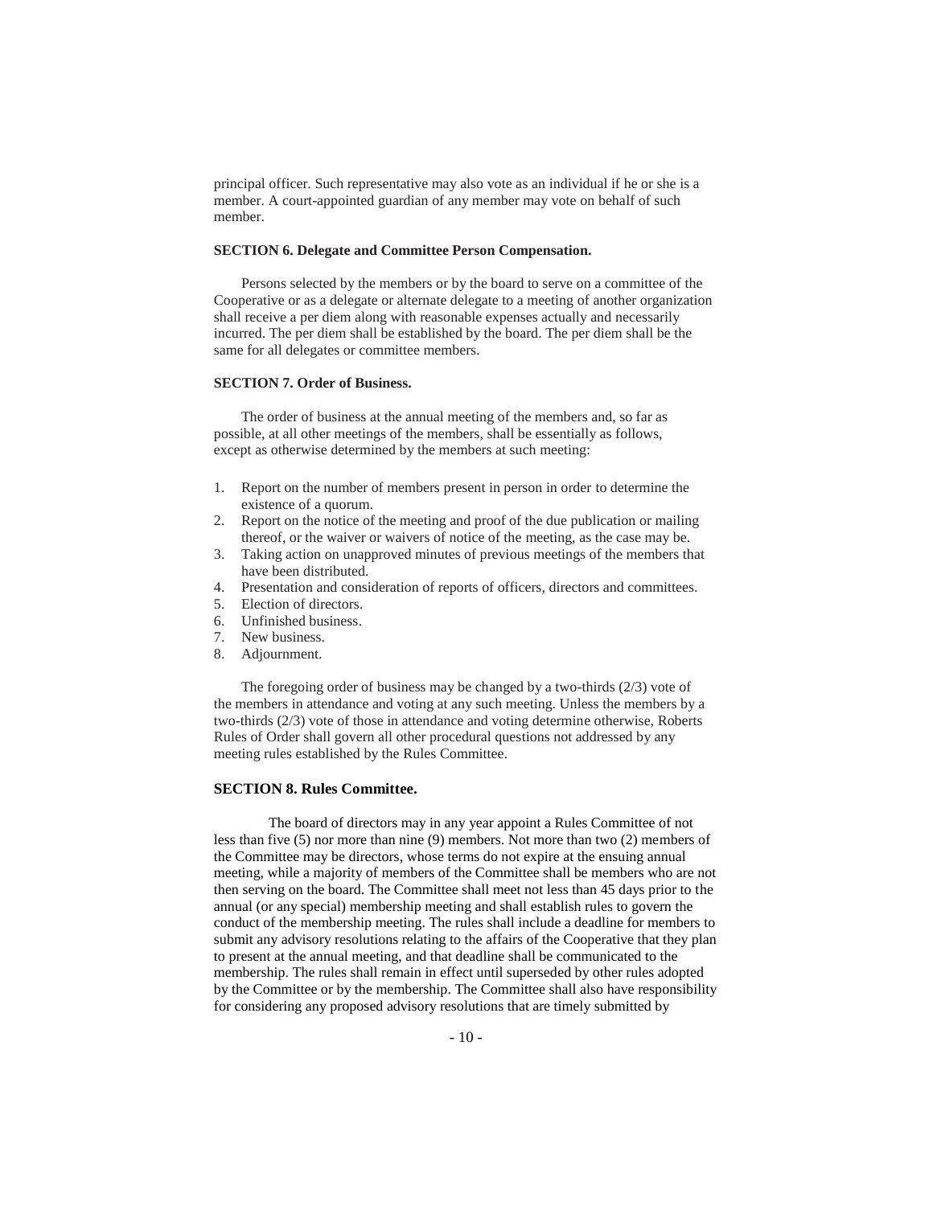principal officer. Such representative may also vote as an individual if he or she is a member. A court-appointed guardian of any member may vote on behalf of such member.

**SECTION 6. Delegate and Committee Person Compensation.**

Persons selected by the members or by the board to serve on a committee of the Cooperative or as a delegate or alternate delegate to a meeting of another organization shall receive a per diem along with reasonable expenses actually and necessarily incurred. The per diem shall be established by the board. The per diem shall be the same for all delegates or committee members.

**SECTION 7. Order of Business.**

The order of business at the annual meeting of the members and, so far as possible, at all other meetings of the members, shall be essentially as follows, except as otherwise determined by the members at such meeting:

1. Report on the number of members present in person in order to determine the existence of a quorum.
2. Report on the notice of the meeting and proof of the due publication or mailing thereof, or the waiver or waivers of notice of the meeting, as the case may be.
3. Taking action on unapproved minutes of previous meetings of the members that have been distributed.
4. Presentation and consideration of reports of officers, directors and committees.
5. Election of directors.
6. Unfinished business.
7. New business.
8. Adjournment.

The foregoing order of business may be changed by a two-thirds (2/3) vote of the members in attendance and voting at any such meeting. Unless the members by a two-thirds (2/3) vote of those in attendance and voting determine otherwise, Roberts Rules of Order shall govern all other procedural questions not addressed by any meeting rules established by the Rules Committee.

**SECTION 8. Rules Committee.**

The board of directors may in any year appoint a Rules Committee of not less than five (5) nor more than nine (9) members. Not more than two (2) members of the Committee may be directors, whose terms do not expire at the ensuing annual meeting, while a majority of members of the Committee shall be members who are not then serving on the board. The Committee shall meet not less than 45 days prior to the annual (or any special) membership meeting and shall establish rules to govern the conduct of the membership meeting. The rules shall include a deadline for members to submit any advisory resolutions relating to the affairs of the Cooperative that they plan to present at the annual meeting, and that deadline shall be communicated to the membership. The rules shall remain in effect until superseded by other rules adopted by the Committee or by the membership. The Committee shall also have responsibility for considering any proposed advisory resolutions that are timely submitted by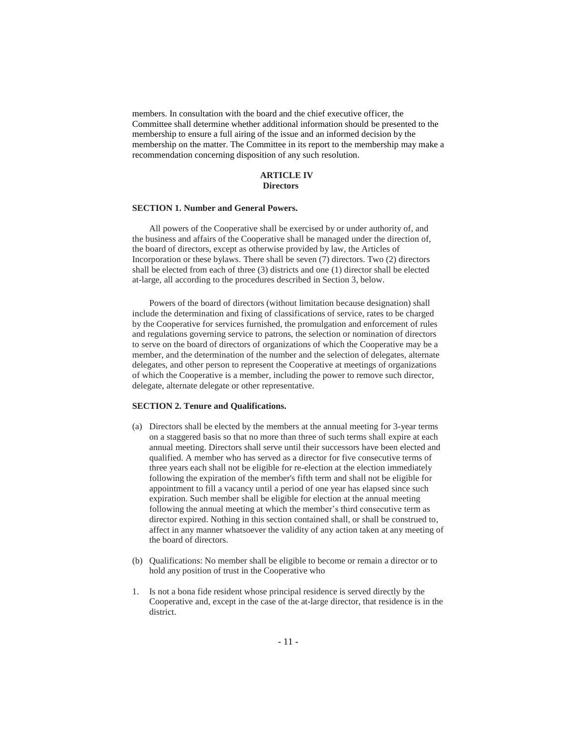members. In consultation with the board and the chief executive officer, the Committee shall determine whether additional information should be presented to the membership to ensure a full airing of the issue and an informed decision by the membership on the matter. The Committee in its report to the membership may make a recommendation concerning disposition of any such resolution.

## ARTICLE IV
## Directors

### SECTION 1. Number and General Powers.

All powers of the Cooperative shall be exercised by or under authority of, and the business and affairs of the Cooperative shall be managed under the direction of, the board of directors, except as otherwise provided by law, the Articles of Incorporation or these bylaws. There shall be seven (7) directors. Two (2) directors shall be elected from each of three (3) districts and one (1) director shall be elected at-large, all according to the procedures described in Section 3, below.

Powers of the board of directors (without limitation because designation) shall include the determination and fixing of classifications of service, rates to be charged by the Cooperative for services furnished, the promulgation and enforcement of rules and regulations governing service to patrons, the selection or nomination of directors to serve on the board of directors of organizations of which the Cooperative may be a member, and the determination of the number and the selection of delegates, alternate delegates, and other person to represent the Cooperative at meetings of organizations of which the Cooperative is a member, including the power to remove such director, delegate, alternate delegate or other representative.

### SECTION 2. Tenure and Qualifications.

(a) Directors shall be elected by the members at the annual meeting for 3-year terms on a staggered basis so that no more than three of such terms shall expire at each annual meeting. Directors shall serve until their successors have been elected and qualified. A member who has served as a director for five consecutive terms of three years each shall not be eligible for re-election at the election immediately following the expiration of the member's fifth term and shall not be eligible for appointment to fill a vacancy until a period of one year has elapsed since such expiration. Such member shall be eligible for election at the annual meeting following the annual meeting at which the member's third consecutive term as director expired. Nothing in this section contained shall, or shall be construed to, affect in any manner whatsoever the validity of any action taken at any meeting of the board of directors.

(b) Qualifications: No member shall be eligible to become or remain a director or to hold any position of trust in the Cooperative who

1. Is not a bona fide resident whose principal residence is served directly by the Cooperative and, except in the case of the at-large director, that residence is in the district.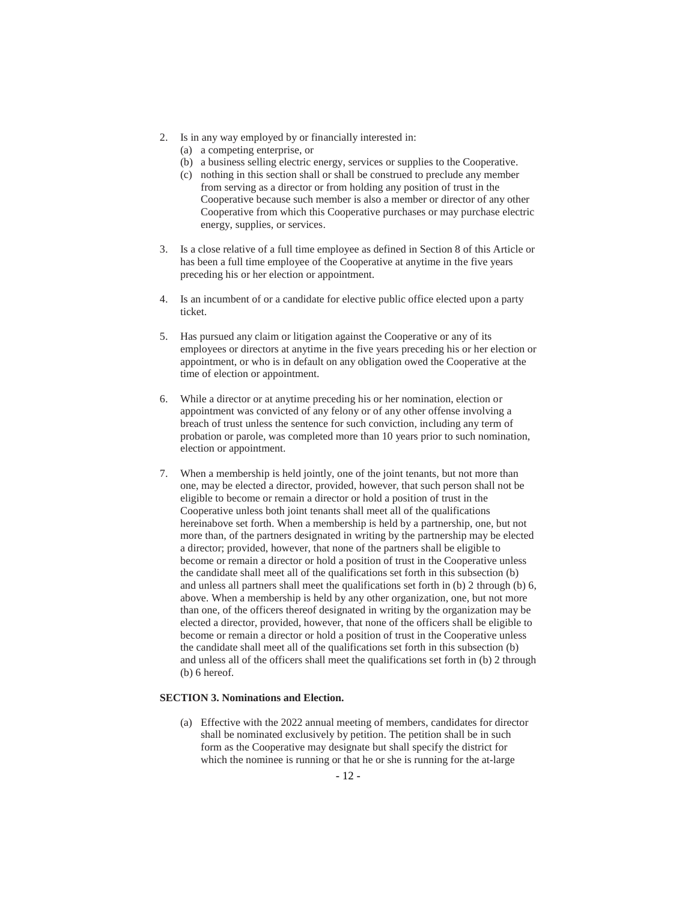2. Is in any way employed by or financially interested in:
   (a) a competing enterprise, or
   (b) a business selling electric energy, services or supplies to the Cooperative.
   (c) nothing in this section shall or shall be construed to preclude any member from serving as a director or from holding any position of trust in the Cooperative because such member is also a member or director of any other Cooperative from which this Cooperative purchases or may purchase electric energy, supplies, or services.

3. Is a close relative of a full time employee as defined in Section 8 of this Article or has been a full time employee of the Cooperative at anytime in the five years preceding his or her election or appointment.

4. Is an incumbent of or a candidate for elective public office elected upon a party ticket.

5. Has pursued any claim or litigation against the Cooperative or any of its employees or directors at anytime in the five years preceding his or her election or appointment, or who is in default on any obligation owed the Cooperative at the time of election or appointment.

6. While a director or at anytime preceding his or her nomination, election or appointment was convicted of any felony or of any other offense involving a breach of trust unless the sentence for such conviction, including any term of probation or parole, was completed more than 10 years prior to such nomination, election or appointment.

7. When a membership is held jointly, one of the joint tenants, but not more than one, may be elected a director, provided, however, that such person shall not be eligible to become or remain a director or hold a position of trust in the Cooperative unless both joint tenants shall meet all of the qualifications hereinabove set forth. When a membership is held by a partnership, one, but not more than, of the partners designated in writing by the partnership may be elected a director; provided, however, that none of the partners shall be eligible to become or remain a director or hold a position of trust in the Cooperative unless the candidate shall meet all of the qualifications set forth in this subsection (b) and unless all partners shall meet the qualifications set forth in (b) 2 through (b) 6, above. When a membership is held by any other organization, one, but not more than one, of the officers thereof designated in writing by the organization may be elected a director, provided, however, that none of the officers shall be eligible to become or remain a director or hold a position of trust in the Cooperative unless the candidate shall meet all of the qualifications set forth in this subsection (b) and unless all of the officers shall meet the qualifications set forth in (b) 2 through (b) 6 hereof.

**SECTION 3. Nominations and Election.**

(a) Effective with the 2022 annual meeting of members, candidates for director shall be nominated exclusively by petition. The petition shall be in such form as the Cooperative may designate but shall specify the district for which the nominee is running or that he or she is running for the at-large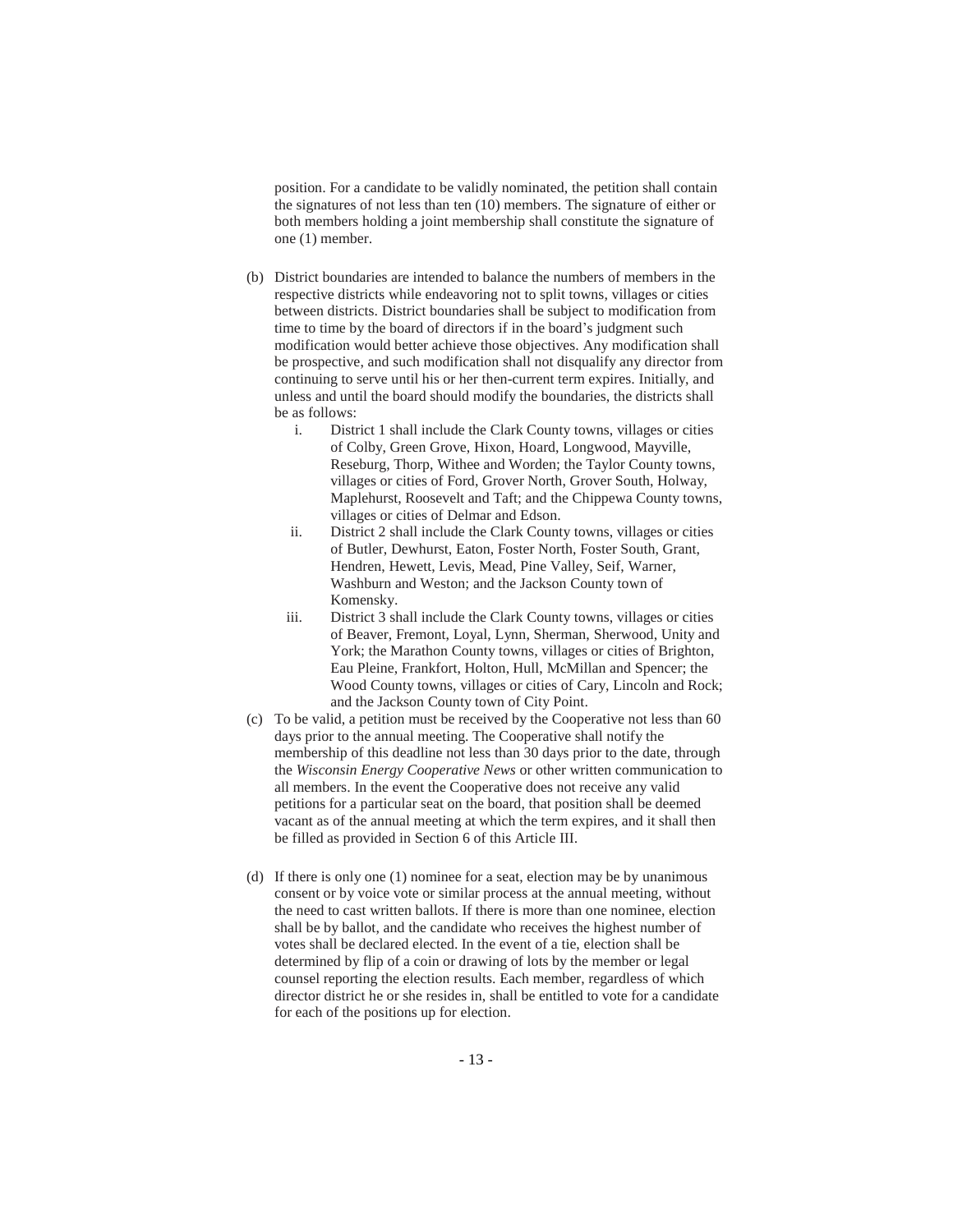position. For a candidate to be validly nominated, the petition shall contain the signatures of not less than ten (10) members. The signature of either or both members holding a joint membership shall constitute the signature of one (1) member.

(b) District boundaries are intended to balance the numbers of members in the respective districts while endeavoring not to split towns, villages or cities between districts. District boundaries shall be subject to modification from time to time by the board of directors if in the board's judgment such modification would better achieve those objectives. Any modification shall be prospective, and such modification shall not disqualify any director from continuing to serve until his or her then-current term expires. Initially, and unless and until the board should modify the boundaries, the districts shall be as follows:

   i. District 1 shall include the Clark County towns, villages or cities of Colby, Green Grove, Hixon, Hoard, Longwood, Mayville, Reseburg, Thorp, Withee and Worden; the Taylor County towns, villages or cities of Ford, Grover North, Grover South, Holway, Maplehurst, Roosevelt and Taft; and the Chippewa County towns, villages or cities of Delmar and Edson.

   ii. District 2 shall include the Clark County towns, villages or cities of Butler, Dewhurst, Eaton, Foster North, Foster South, Grant, Hendren, Hewett, Levis, Mead, Pine Valley, Seif, Warner, Washburn and Weston; and the Jackson County town of Komensky.

   iii. District 3 shall include the Clark County towns, villages or cities of Beaver, Fremont, Loyal, Lynn, Sherman, Sherwood, Unity and York; the Marathon County towns, villages or cities of Brighton, Eau Pleine, Frankfort, Holton, Hull, McMillan and Spencer; the Wood County towns, villages or cities of Cary, Lincoln and Rock; and the Jackson County town of City Point.

(c) To be valid, a petition must be received by the Cooperative not less than 60 days prior to the annual meeting. The Cooperative shall notify the membership of this deadline not less than 30 days prior to the date, through the *Wisconsin Energy Cooperative News* or other written communication to all members. In the event the Cooperative does not receive any valid petitions for a particular seat on the board, that position shall be deemed vacant as of the annual meeting at which the term expires, and it shall then be filled as provided in Section 6 of this Article III.

(d) If there is only one (1) nominee for a seat, election may be by unanimous consent or by voice vote or similar process at the annual meeting, without the need to cast written ballots. If there is more than one nominee, election shall be by ballot, and the candidate who receives the highest number of votes shall be declared elected. In the event of a tie, election shall be determined by flip of a coin or drawing of lots by the member or legal counsel reporting the election results. Each member, regardless of which director district he or she resides in, shall be entitled to vote for a candidate for each of the positions up for election.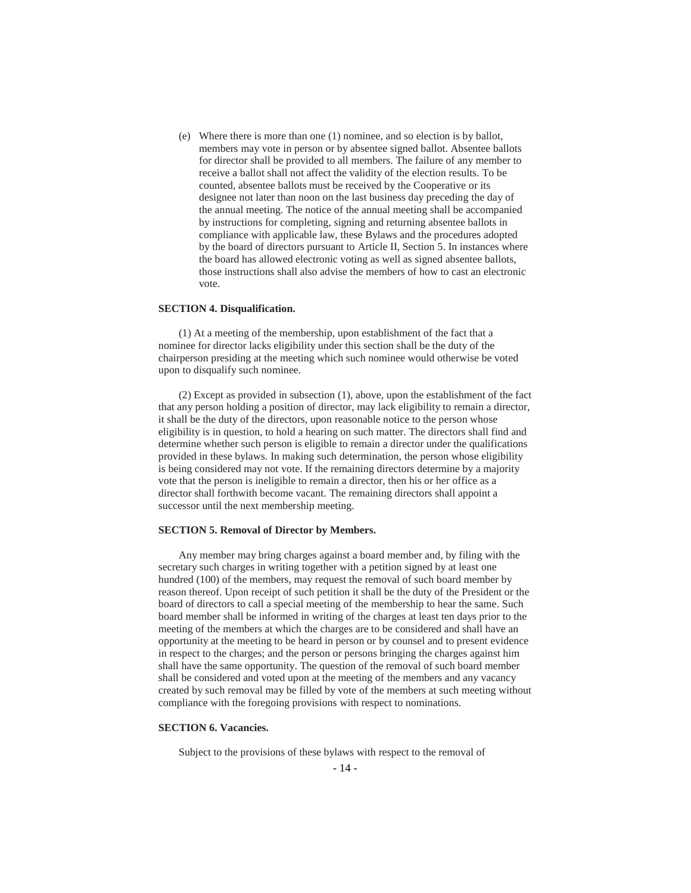(e) Where there is more than one (1) nominee, and so election is by ballot, members may vote in person or by absentee signed ballot. Absentee ballots for director shall be provided to all members. The failure of any member to receive a ballot shall not affect the validity of the election results. To be counted, absentee ballots must be received by the Cooperative or its designee not later than noon on the last business day preceding the day of the annual meeting. The notice of the annual meeting shall be accompanied by instructions for completing, signing and returning absentee ballots in compliance with applicable law, these Bylaws and the procedures adopted by the board of directors pursuant to Article II, Section 5. In instances where the board has allowed electronic voting as well as signed absentee ballots, those instructions shall also advise the members of how to cast an electronic vote.

**SECTION 4. Disqualification.**

(1) At a meeting of the membership, upon establishment of the fact that a nominee for director lacks eligibility under this section shall be the duty of the chairperson presiding at the meeting which such nominee would otherwise be voted upon to disqualify such nominee.

(2) Except as provided in subsection (1), above, upon the establishment of the fact that any person holding a position of director, may lack eligibility to remain a director, it shall be the duty of the directors, upon reasonable notice to the person whose eligibility is in question, to hold a hearing on such matter. The directors shall find and determine whether such person is eligible to remain a director under the qualifications provided in these bylaws. In making such determination, the person whose eligibility is being considered may not vote. If the remaining directors determine by a majority vote that the person is ineligible to remain a director, then his or her office as a director shall forthwith become vacant. The remaining directors shall appoint a successor until the next membership meeting.

**SECTION 5. Removal of Director by Members.**

Any member may bring charges against a board member and, by filing with the secretary such charges in writing together with a petition signed by at least one hundred (100) of the members, may request the removal of such board member by reason thereof. Upon receipt of such petition it shall be the duty of the President or the board of directors to call a special meeting of the membership to hear the same. Such board member shall be informed in writing of the charges at least ten days prior to the meeting of the members at which the charges are to be considered and shall have an opportunity at the meeting to be heard in person or by counsel and to present evidence in respect to the charges; and the person or persons bringing the charges against him shall have the same opportunity. The question of the removal of such board member shall be considered and voted upon at the meeting of the members and any vacancy created by such removal may be filled by vote of the members at such meeting without compliance with the foregoing provisions with respect to nominations.

**SECTION 6. Vacancies.**

Subject to the provisions of these bylaws with respect to the removal of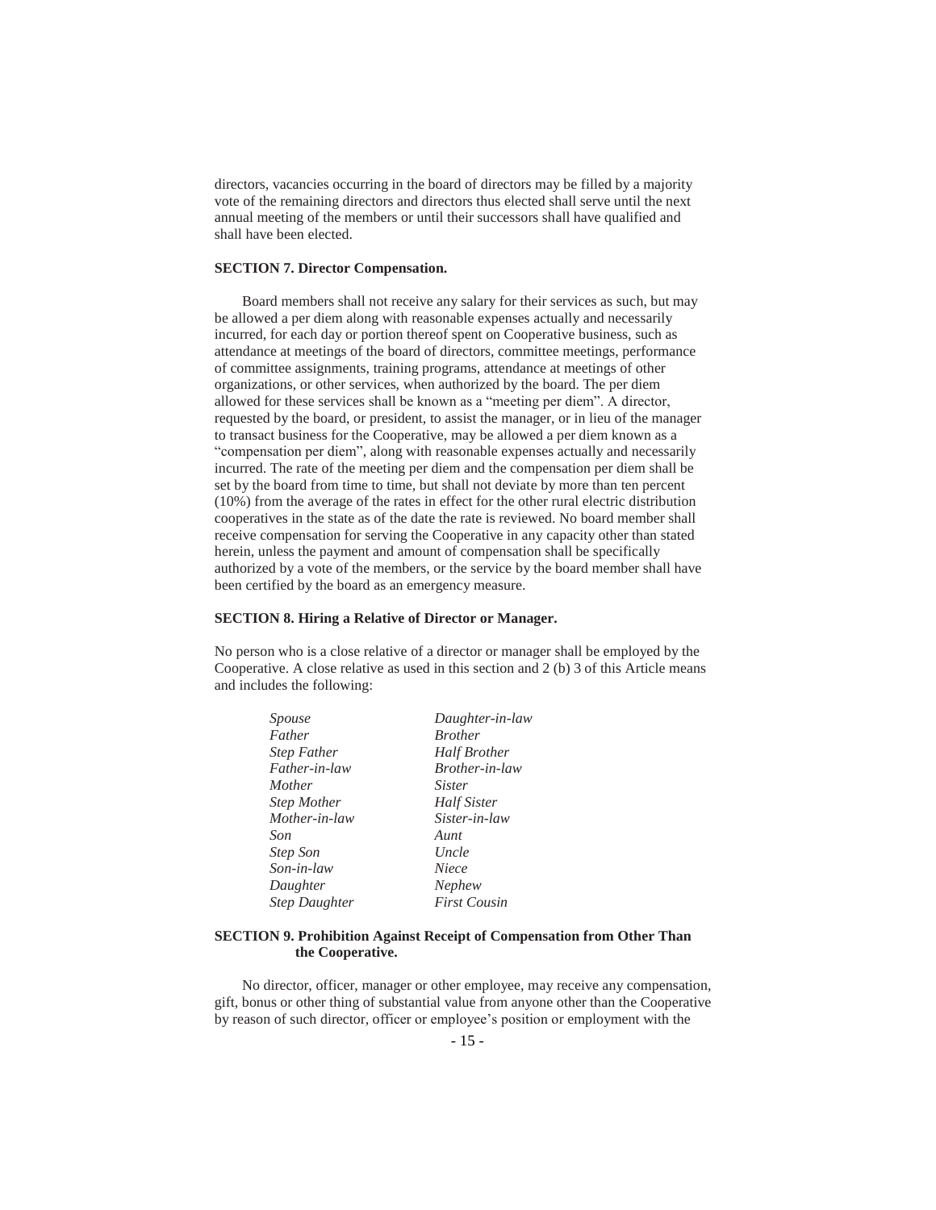directors, vacancies occurring in the board of directors may be filled by a majority vote of the remaining directors and directors thus elected shall serve until the next annual meeting of the members or until their successors shall have qualified and shall have been elected.

**SECTION 7. Director Compensation.**

Board members shall not receive any salary for their services as such, but may be allowed a per diem along with reasonable expenses actually and necessarily incurred, for each day or portion thereof spent on Cooperative business, such as attendance at meetings of the board of directors, committee meetings, performance of committee assignments, training programs, attendance at meetings of other organizations, or other services, when authorized by the board. The per diem allowed for these services shall be known as a "meeting per diem". A director, requested by the board, or president, to assist the manager, or in lieu of the manager to transact business for the Cooperative, may be allowed a per diem known as a "compensation per diem", along with reasonable expenses actually and necessarily incurred. The rate of the meeting per diem and the compensation per diem shall be set by the board from time to time, but shall not deviate by more than ten percent (10%) from the average of the rates in effect for the other rural electric distribution cooperatives in the state as of the date the rate is reviewed. No board member shall receive compensation for serving the Cooperative in any capacity other than stated herein, unless the payment and amount of compensation shall be specifically authorized by a vote of the members, or the service by the board member shall have been certified by the board as an emergency measure.

**SECTION 8. Hiring a Relative of Director or Manager.**

No person who is a close relative of a director or manager shall be employed by the Cooperative. A close relative as used in this section and 2 (b) 3 of this Article means and includes the following:

| | |
|---|---|
| *Spouse* | *Daughter-in-law* |
| *Father* | *Brother* |
| *Step Father* | *Half Brother* |
| *Father-in-law* | *Brother-in-law* |
| *Mother* | *Sister* |
| *Step Mother* | *Half Sister* |
| *Mother-in-law* | *Sister-in-law* |
| *Son* | *Aunt* |
| *Step Son* | *Uncle* |
| *Son-in-law* | *Niece* |
| *Daughter* | *Nephew* |
| *Step Daughter* | *First Cousin* |

**SECTION 9. Prohibition Against Receipt of Compensation from Other Than the Cooperative.**

No director, officer, manager or other employee, may receive any compensation, gift, bonus or other thing of substantial value from anyone other than the Cooperative by reason of such director, officer or employee's position or employment with the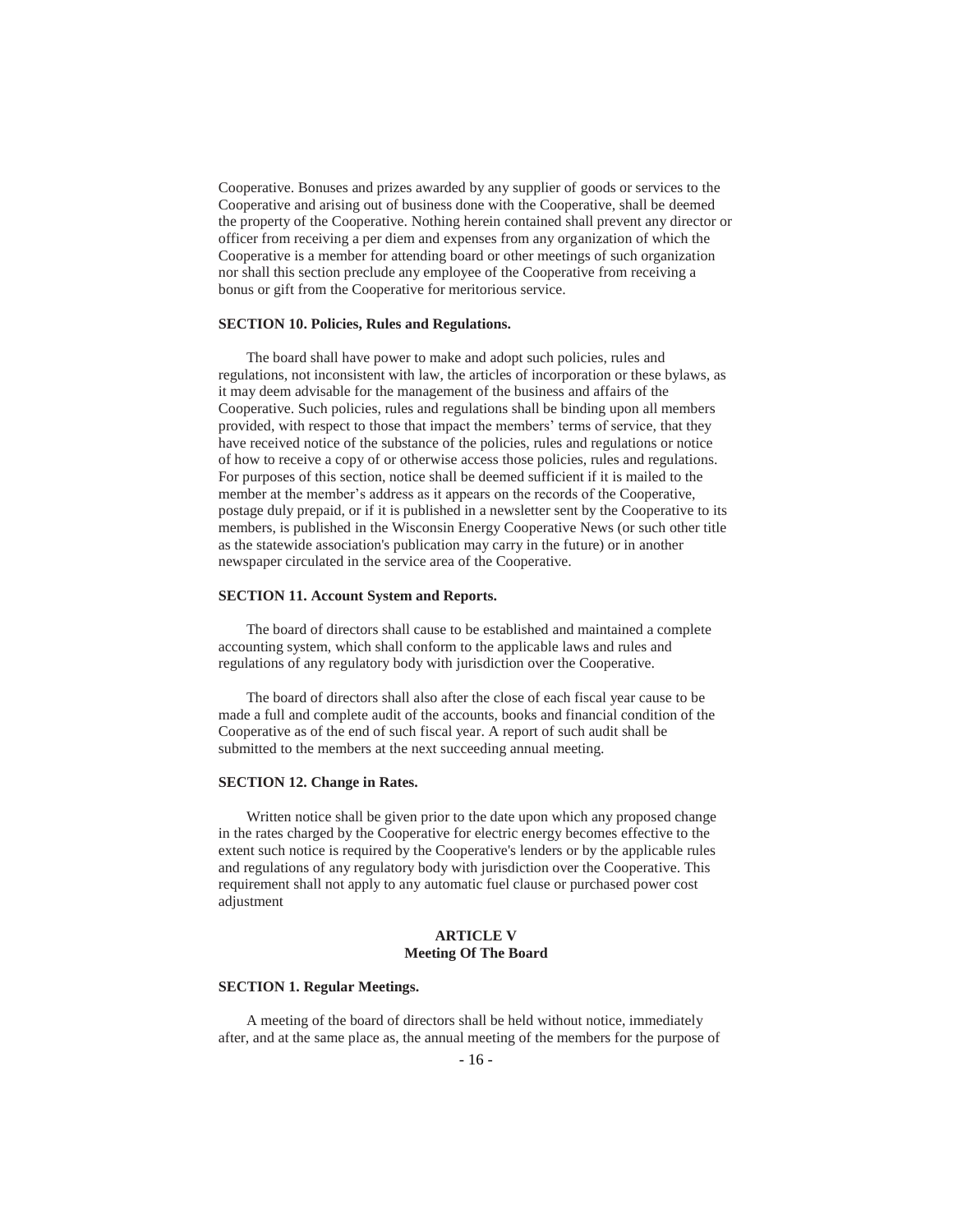Cooperative. Bonuses and prizes awarded by any supplier of goods or services to the Cooperative and arising out of business done with the Cooperative, shall be deemed the property of the Cooperative. Nothing herein contained shall prevent any director or officer from receiving a per diem and expenses from any organization of which the Cooperative is a member for attending board or other meetings of such organization nor shall this section preclude any employee of the Cooperative from receiving a bonus or gift from the Cooperative for meritorious service.

**SECTION 10. Policies, Rules and Regulations.**

The board shall have power to make and adopt such policies, rules and regulations, not inconsistent with law, the articles of incorporation or these bylaws, as it may deem advisable for the management of the business and affairs of the Cooperative. Such policies, rules and regulations shall be binding upon all members provided, with respect to those that impact the members' terms of service, that they have received notice of the substance of the policies, rules and regulations or notice of how to receive a copy of or otherwise access those policies, rules and regulations. For purposes of this section, notice shall be deemed sufficient if it is mailed to the member at the member's address as it appears on the records of the Cooperative, postage duly prepaid, or if it is published in a newsletter sent by the Cooperative to its members, is published in the Wisconsin Energy Cooperative News (or such other title as the statewide association's publication may carry in the future) or in another newspaper circulated in the service area of the Cooperative.

**SECTION 11. Account System and Reports.**

The board of directors shall cause to be established and maintained a complete accounting system, which shall conform to the applicable laws and rules and regulations of any regulatory body with jurisdiction over the Cooperative.

The board of directors shall also after the close of each fiscal year cause to be made a full and complete audit of the accounts, books and financial condition of the Cooperative as of the end of such fiscal year. A report of such audit shall be submitted to the members at the next succeeding annual meeting.

**SECTION 12. Change in Rates.**

Written notice shall be given prior to the date upon which any proposed change in the rates charged by the Cooperative for electric energy becomes effective to the extent such notice is required by the Cooperative's lenders or by the applicable rules and regulations of any regulatory body with jurisdiction over the Cooperative. This requirement shall not apply to any automatic fuel clause or purchased power cost adjustment

## ARTICLE V
## Meeting Of The Board

**SECTION 1. Regular Meetings.**

A meeting of the board of directors shall be held without notice, immediately after, and at the same place as, the annual meeting of the members for the purpose of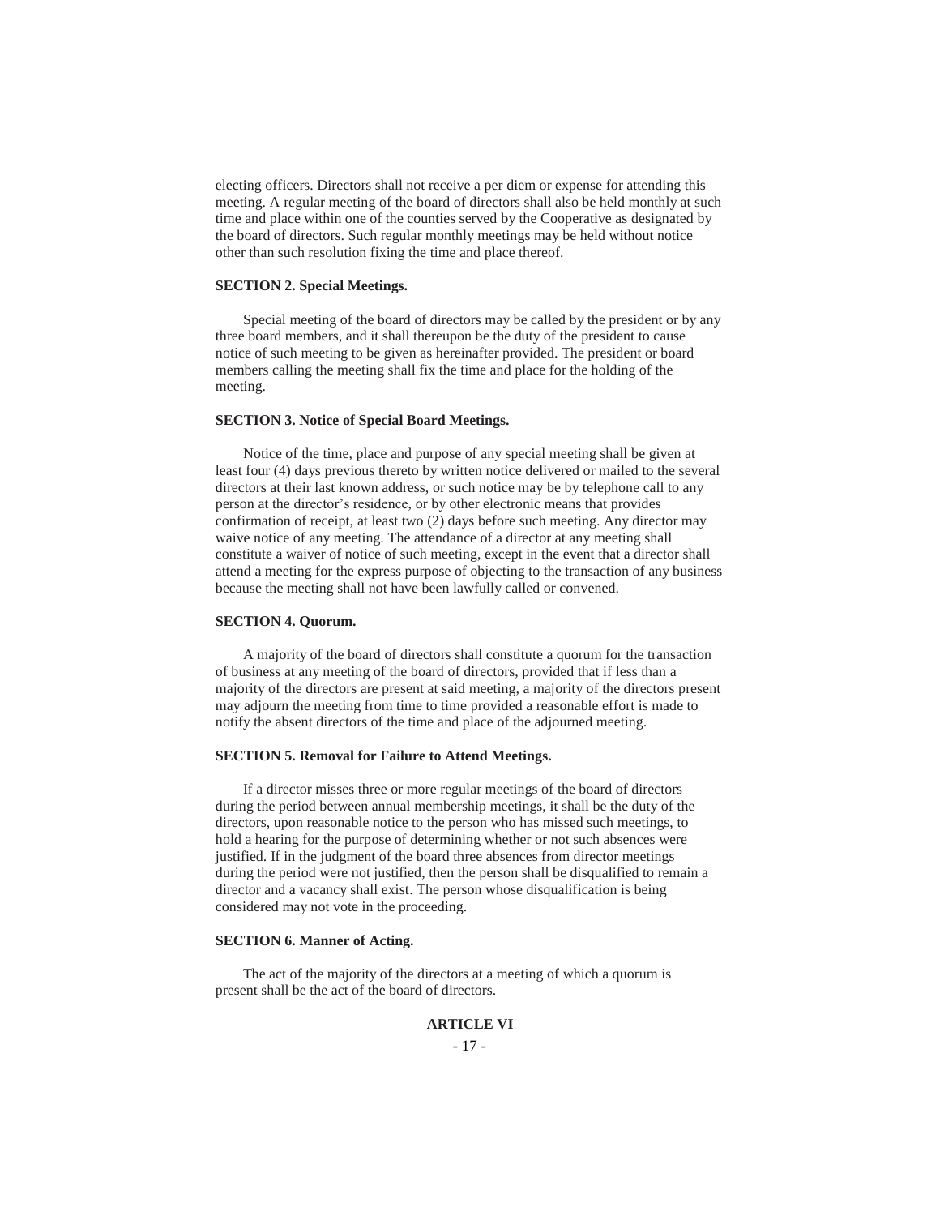electing officers. Directors shall not receive a per diem or expense for attending this meeting. A regular meeting of the board of directors shall also be held monthly at such time and place within one of the counties served by the Cooperative as designated by the board of directors. Such regular monthly meetings may be held without notice other than such resolution fixing the time and place thereof.

**SECTION 2. Special Meetings.**

Special meeting of the board of directors may be called by the president or by any three board members, and it shall thereupon be the duty of the president to cause notice of such meeting to be given as hereinafter provided. The president or board members calling the meeting shall fix the time and place for the holding of the meeting.

**SECTION 3. Notice of Special Board Meetings.**

Notice of the time, place and purpose of any special meeting shall be given at least four (4) days previous thereto by written notice delivered or mailed to the several directors at their last known address, or such notice may be by telephone call to any person at the director's residence, or by other electronic means that provides confirmation of receipt, at least two (2) days before such meeting. Any director may waive notice of any meeting. The attendance of a director at any meeting shall constitute a waiver of notice of such meeting, except in the event that a director shall attend a meeting for the express purpose of objecting to the transaction of any business because the meeting shall not have been lawfully called or convened.

**SECTION 4. Quorum.**

A majority of the board of directors shall constitute a quorum for the transaction of business at any meeting of the board of directors, provided that if less than a majority of the directors are present at said meeting, a majority of the directors present may adjourn the meeting from time to time provided a reasonable effort is made to notify the absent directors of the time and place of the adjourned meeting.

**SECTION 5. Removal for Failure to Attend Meetings.**

If a director misses three or more regular meetings of the board of directors during the period between annual membership meetings, it shall be the duty of the directors, upon reasonable notice to the person who has missed such meetings, to hold a hearing for the purpose of determining whether or not such absences were justified. If in the judgment of the board three absences from director meetings during the period were not justified, then the person shall be disqualified to remain a director and a vacancy shall exist. The person whose disqualification is being considered may not vote in the proceeding.

**SECTION 6. Manner of Acting.**

The act of the majority of the directors at a meeting of which a quorum is present shall be the act of the board of directors.

## ARTICLE VI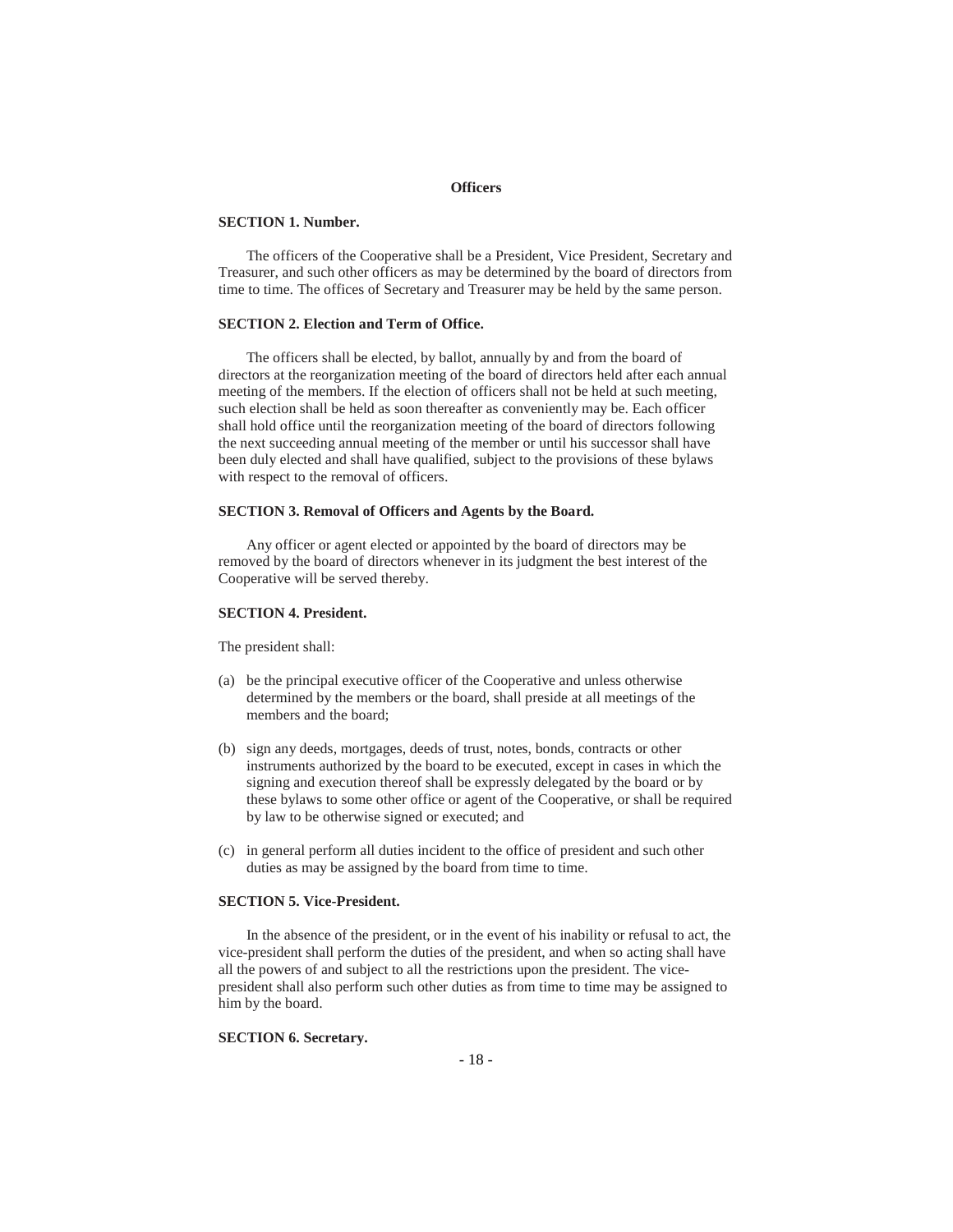## Officers

### SECTION 1. Number.

The officers of the Cooperative shall be a President, Vice President, Secretary and Treasurer, and such other officers as may be determined by the board of directors from time to time. The offices of Secretary and Treasurer may be held by the same person.

### SECTION 2. Election and Term of Office.

The officers shall be elected, by ballot, annually by and from the board of directors at the reorganization meeting of the board of directors held after each annual meeting of the members. If the election of officers shall not be held at such meeting, such election shall be held as soon thereafter as conveniently may be. Each officer shall hold office until the reorganization meeting of the board of directors following the next succeeding annual meeting of the member or until his successor shall have been duly elected and shall have qualified, subject to the provisions of these bylaws with respect to the removal of officers.

### SECTION 3. Removal of Officers and Agents by the Board.

Any officer or agent elected or appointed by the board of directors may be removed by the board of directors whenever in its judgment the best interest of the Cooperative will be served thereby.

### SECTION 4. President.

The president shall:

(a) be the principal executive officer of the Cooperative and unless otherwise determined by the members or the board, shall preside at all meetings of the members and the board;

(b) sign any deeds, mortgages, deeds of trust, notes, bonds, contracts or other instruments authorized by the board to be executed, except in cases in which the signing and execution thereof shall be expressly delegated by the board or by these bylaws to some other office or agent of the Cooperative, or shall be required by law to be otherwise signed or executed; and

(c) in general perform all duties incident to the office of president and such other duties as may be assigned by the board from time to time.

### SECTION 5. Vice-President.

In the absence of the president, or in the event of his inability or refusal to act, the vice-president shall perform the duties of the president, and when so acting shall have all the powers of and subject to all the restrictions upon the president. The vice-president shall also perform such other duties as from time to time may be assigned to him by the board.

### SECTION 6. Secretary.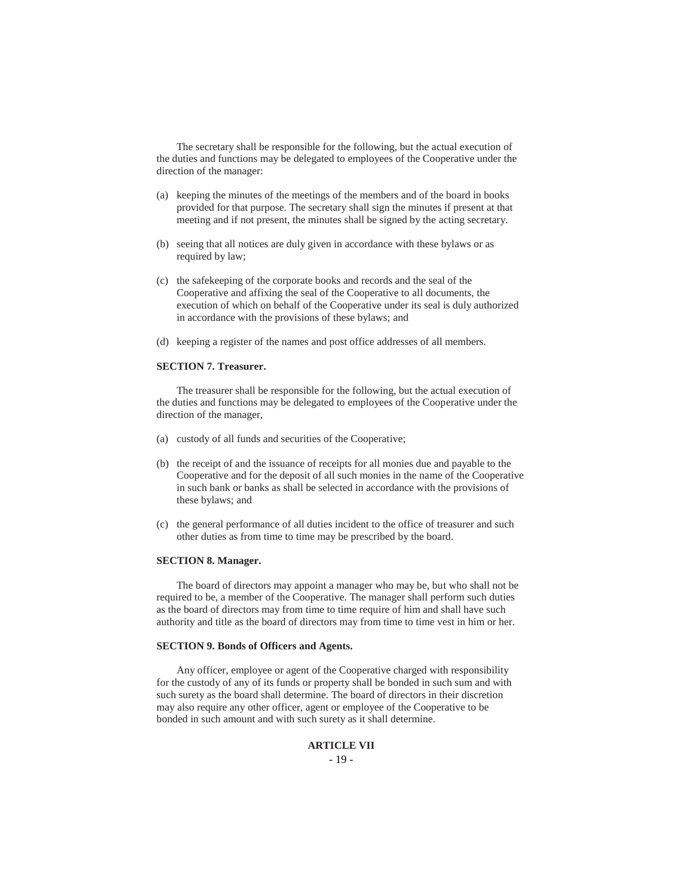The secretary shall be responsible for the following, but the actual execution of the duties and functions may be delegated to employees of the Cooperative under the direction of the manager:

(a) keeping the minutes of the meetings of the members and of the board in books provided for that purpose. The secretary shall sign the minutes if present at that meeting and if not present, the minutes shall be signed by the acting secretary.

(b) seeing that all notices are duly given in accordance with these bylaws or as required by law;

(c) the safekeeping of the corporate books and records and the seal of the Cooperative and affixing the seal of the Cooperative to all documents, the execution of which on behalf of the Cooperative under its seal is duly authorized in accordance with the provisions of these bylaws; and

(d) keeping a register of the names and post office addresses of all members.

**SECTION 7. Treasurer.**

The treasurer shall be responsible for the following, but the actual execution of the duties and functions may be delegated to employees of the Cooperative under the direction of the manager,

(a) custody of all funds and securities of the Cooperative;

(b) the receipt of and the issuance of receipts for all monies due and payable to the Cooperative and for the deposit of all such monies in the name of the Cooperative in such bank or banks as shall be selected in accordance with the provisions of these bylaws; and

(c) the general performance of all duties incident to the office of treasurer and such other duties as from time to time may be prescribed by the board.

**SECTION 8. Manager.**

The board of directors may appoint a manager who may be, but who shall not be required to be, a member of the Cooperative. The manager shall perform such duties as the board of directors may from time to time require of him and shall have such authority and title as the board of directors may from time to time vest in him or her.

**SECTION 9. Bonds of Officers and Agents.**

Any officer, employee or agent of the Cooperative charged with responsibility for the custody of any of its funds or property shall be bonded in such sum and with such surety as the board shall determine. The board of directors in their discretion may also require any other officer, agent or employee of the Cooperative to be bonded in such amount and with such surety as it shall determine.

**ARTICLE VII**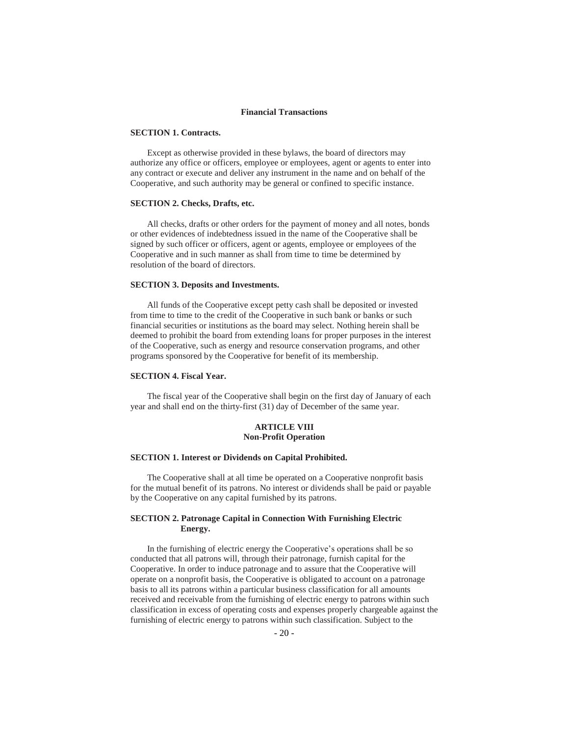## Financial Transactions

### SECTION 1. Contracts.

Except as otherwise provided in these bylaws, the board of directors may authorize any office or officers, employee or employees, agent or agents to enter into any contract or execute and deliver any instrument in the name and on behalf of the Cooperative, and such authority may be general or confined to specific instance.

### SECTION 2. Checks, Drafts, etc.

All checks, drafts or other orders for the payment of money and all notes, bonds or other evidences of indebtedness issued in the name of the Cooperative shall be signed by such officer or officers, agent or agents, employee or employees of the Cooperative and in such manner as shall from time to time be determined by resolution of the board of directors.

### SECTION 3. Deposits and Investments.

All funds of the Cooperative except petty cash shall be deposited or invested from time to time to the credit of the Cooperative in such bank or banks or such financial securities or institutions as the board may select. Nothing herein shall be deemed to prohibit the board from extending loans for proper purposes in the interest of the Cooperative, such as energy and resource conservation programs, and other programs sponsored by the Cooperative for benefit of its membership.

### SECTION 4. Fiscal Year.

The fiscal year of the Cooperative shall begin on the first day of January of each year and shall end on the thirty-first (31) day of December of the same year.

## ARTICLE VIII
## Non-Profit Operation

### SECTION 1. Interest or Dividends on Capital Prohibited.

The Cooperative shall at all time be operated on a Cooperative nonprofit basis for the mutual benefit of its patrons. No interest or dividends shall be paid or payable by the Cooperative on any capital furnished by its patrons.

### SECTION 2. Patronage Capital in Connection With Furnishing Electric Energy.

In the furnishing of electric energy the Cooperative's operations shall be so conducted that all patrons will, through their patronage, furnish capital for the Cooperative. In order to induce patronage and to assure that the Cooperative will operate on a nonprofit basis, the Cooperative is obligated to account on a patronage basis to all its patrons within a particular business classification for all amounts received and receivable from the furnishing of electric energy to patrons within such classification in excess of operating costs and expenses properly chargeable against the furnishing of electric energy to patrons within such classification. Subject to the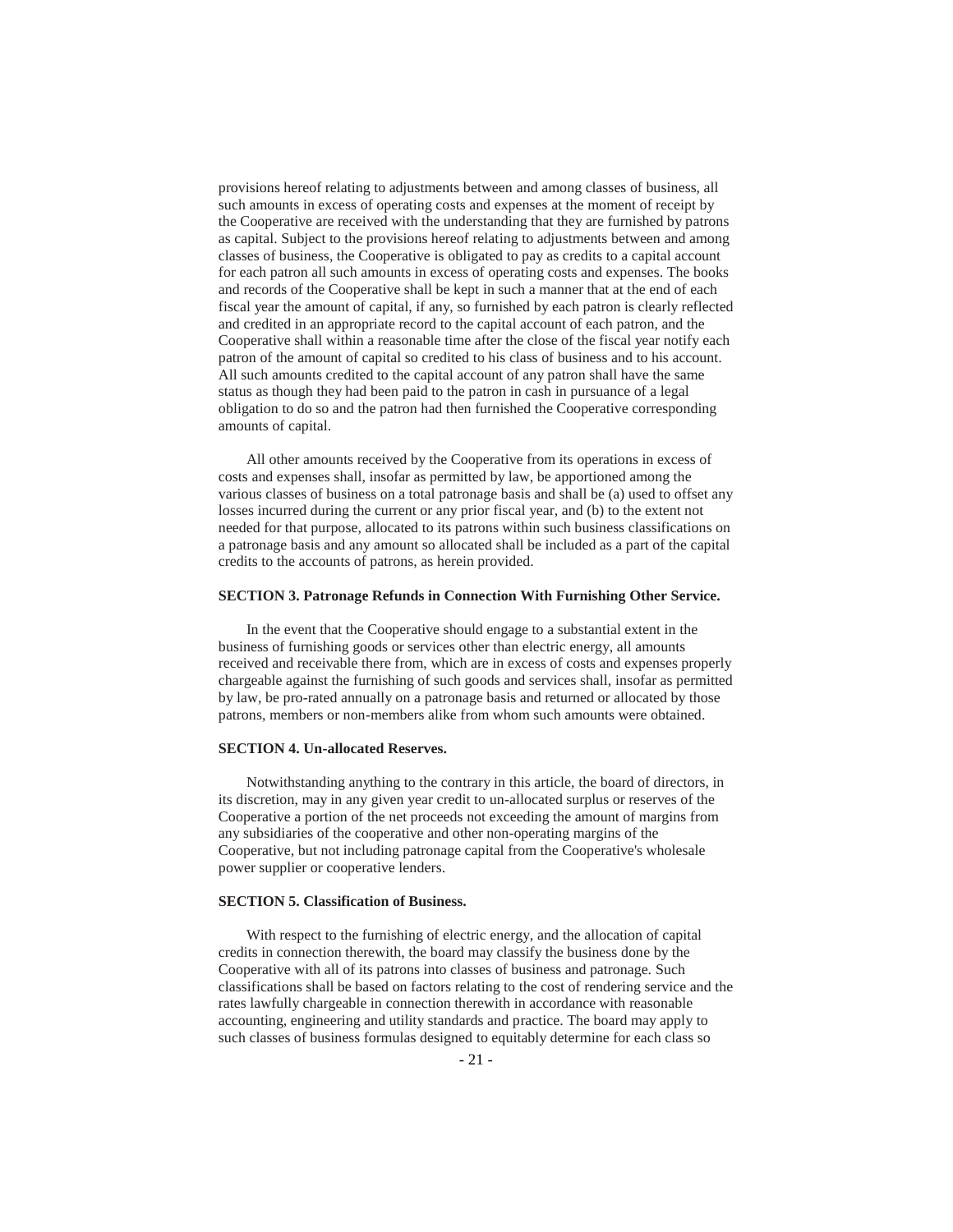provisions hereof relating to adjustments between and among classes of business, all such amounts in excess of operating costs and expenses at the moment of receipt by the Cooperative are received with the understanding that they are furnished by patrons as capital. Subject to the provisions hereof relating to adjustments between and among classes of business, the Cooperative is obligated to pay as credits to a capital account for each patron all such amounts in excess of operating costs and expenses. The books and records of the Cooperative shall be kept in such a manner that at the end of each fiscal year the amount of capital, if any, so furnished by each patron is clearly reflected and credited in an appropriate record to the capital account of each patron, and the Cooperative shall within a reasonable time after the close of the fiscal year notify each patron of the amount of capital so credited to his class of business and to his account. All such amounts credited to the capital account of any patron shall have the same status as though they had been paid to the patron in cash in pursuance of a legal obligation to do so and the patron had then furnished the Cooperative corresponding amounts of capital.

All other amounts received by the Cooperative from its operations in excess of costs and expenses shall, insofar as permitted by law, be apportioned among the various classes of business on a total patronage basis and shall be (a) used to offset any losses incurred during the current or any prior fiscal year, and (b) to the extent not needed for that purpose, allocated to its patrons within such business classifications on a patronage basis and any amount so allocated shall be included as a part of the capital credits to the accounts of patrons, as herein provided.

**SECTION 3. Patronage Refunds in Connection With Furnishing Other Service.**

In the event that the Cooperative should engage to a substantial extent in the business of furnishing goods or services other than electric energy, all amounts received and receivable there from, which are in excess of costs and expenses properly chargeable against the furnishing of such goods and services shall, insofar as permitted by law, be pro-rated annually on a patronage basis and returned or allocated by those patrons, members or non-members alike from whom such amounts were obtained.

**SECTION 4. Un-allocated Reserves.**

Notwithstanding anything to the contrary in this article, the board of directors, in its discretion, may in any given year credit to un-allocated surplus or reserves of the Cooperative a portion of the net proceeds not exceeding the amount of margins from any subsidiaries of the cooperative and other non-operating margins of the Cooperative, but not including patronage capital from the Cooperative's wholesale power supplier or cooperative lenders.

**SECTION 5. Classification of Business.**

With respect to the furnishing of electric energy, and the allocation of capital credits in connection therewith, the board may classify the business done by the Cooperative with all of its patrons into classes of business and patronage. Such classifications shall be based on factors relating to the cost of rendering service and the rates lawfully chargeable in connection therewith in accordance with reasonable accounting, engineering and utility standards and practice. The board may apply to such classes of business formulas designed to equitably determine for each class so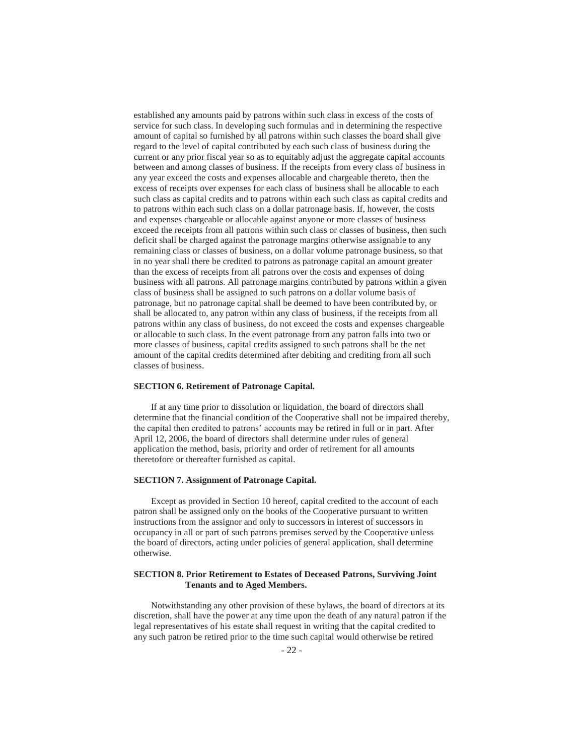established any amounts paid by patrons within such class in excess of the costs of service for such class. In developing such formulas and in determining the respective amount of capital so furnished by all patrons within such classes the board shall give regard to the level of capital contributed by each such class of business during the current or any prior fiscal year so as to equitably adjust the aggregate capital accounts between and among classes of business. If the receipts from every class of business in any year exceed the costs and expenses allocable and chargeable thereto, then the excess of receipts over expenses for each class of business shall be allocable to each such class as capital credits and to patrons within each such class as capital credits and to patrons within each such class on a dollar patronage basis. If, however, the costs and expenses chargeable or allocable against anyone or more classes of business exceed the receipts from all patrons within such class or classes of business, then such deficit shall be charged against the patronage margins otherwise assignable to any remaining class or classes of business, on a dollar volume patronage business, so that in no year shall there be credited to patrons as patronage capital an amount greater than the excess of receipts from all patrons over the costs and expenses of doing business with all patrons. All patronage margins contributed by patrons within a given class of business shall be assigned to such patrons on a dollar volume basis of patronage, but no patronage capital shall be deemed to have been contributed by, or shall be allocated to, any patron within any class of business, if the receipts from all patrons within any class of business, do not exceed the costs and expenses chargeable or allocable to such class. In the event patronage from any patron falls into two or more classes of business, capital credits assigned to such patrons shall be the net amount of the capital credits determined after debiting and crediting from all such classes of business.

**SECTION 6. Retirement of Patronage Capital.**

If at any time prior to dissolution or liquidation, the board of directors shall determine that the financial condition of the Cooperative shall not be impaired thereby, the capital then credited to patrons' accounts may be retired in full or in part. After April 12, 2006, the board of directors shall determine under rules of general application the method, basis, priority and order of retirement for all amounts theretofore or thereafter furnished as capital.

**SECTION 7. Assignment of Patronage Capital.**

Except as provided in Section 10 hereof, capital credited to the account of each patron shall be assigned only on the books of the Cooperative pursuant to written instructions from the assignor and only to successors in interest of successors in occupancy in all or part of such patrons premises served by the Cooperative unless the board of directors, acting under policies of general application, shall determine otherwise.

**SECTION 8. Prior Retirement to Estates of Deceased Patrons, Surviving Joint Tenants and to Aged Members.**

Notwithstanding any other provision of these bylaws, the board of directors at its discretion, shall have the power at any time upon the death of any natural patron if the legal representatives of his estate shall request in writing that the capital credited to any such patron be retired prior to the time such capital would otherwise be retired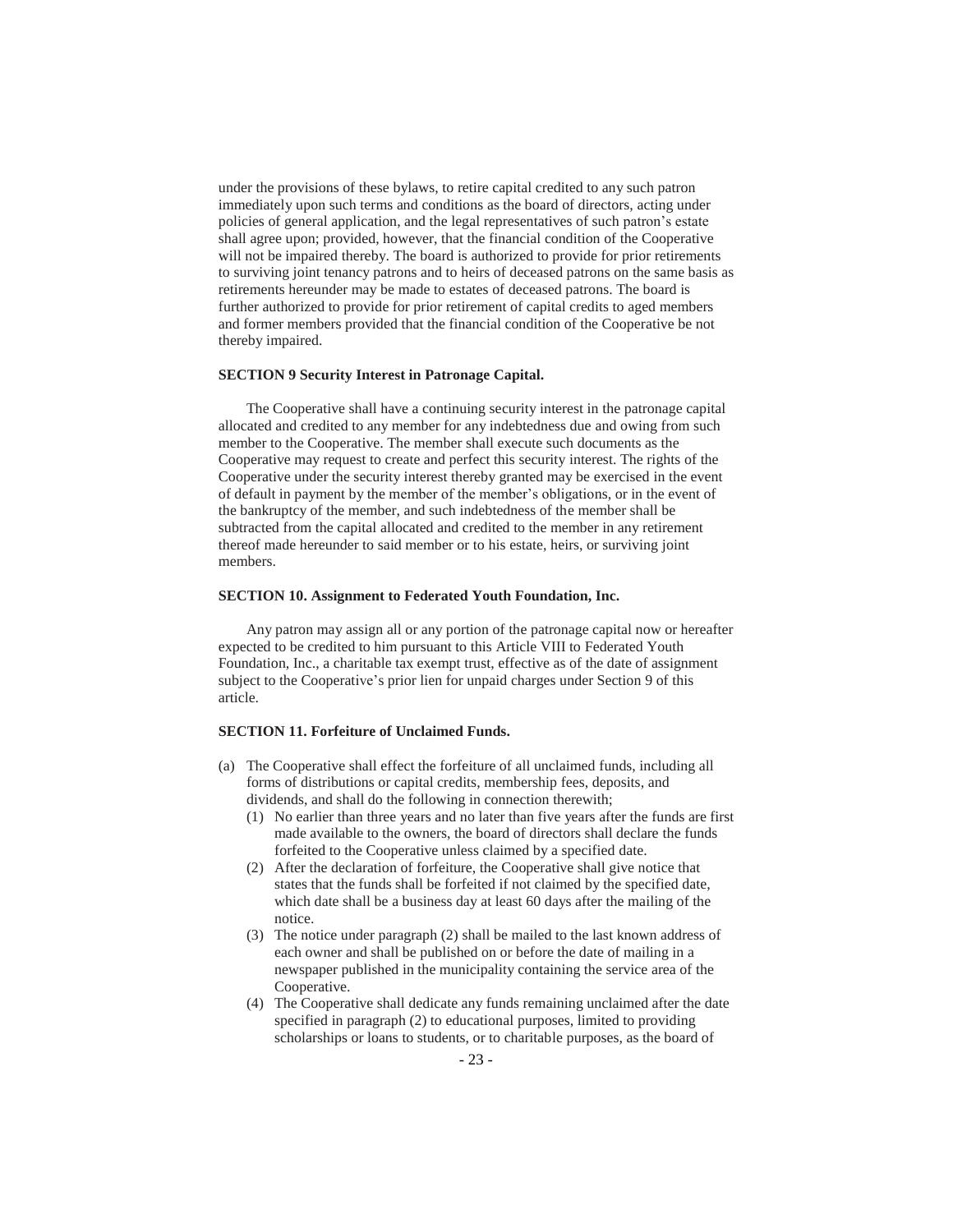under the provisions of these bylaws, to retire capital credited to any such patron immediately upon such terms and conditions as the board of directors, acting under policies of general application, and the legal representatives of such patron's estate shall agree upon; provided, however, that the financial condition of the Cooperative will not be impaired thereby. The board is authorized to provide for prior retirements to surviving joint tenancy patrons and to heirs of deceased patrons on the same basis as retirements hereunder may be made to estates of deceased patrons. The board is further authorized to provide for prior retirement of capital credits to aged members and former members provided that the financial condition of the Cooperative be not thereby impaired.

**SECTION 9 Security Interest in Patronage Capital.**

The Cooperative shall have a continuing security interest in the patronage capital allocated and credited to any member for any indebtedness due and owing from such member to the Cooperative. The member shall execute such documents as the Cooperative may request to create and perfect this security interest. The rights of the Cooperative under the security interest thereby granted may be exercised in the event of default in payment by the member of the member's obligations, or in the event of the bankruptcy of the member, and such indebtedness of the member shall be subtracted from the capital allocated and credited to the member in any retirement thereof made hereunder to said member or to his estate, heirs, or surviving joint members.

**SECTION 10. Assignment to Federated Youth Foundation, Inc.**

Any patron may assign all or any portion of the patronage capital now or hereafter expected to be credited to him pursuant to this Article VIII to Federated Youth Foundation, Inc., a charitable tax exempt trust, effective as of the date of assignment subject to the Cooperative's prior lien for unpaid charges under Section 9 of this article.

**SECTION 11. Forfeiture of Unclaimed Funds.**

(a) The Cooperative shall effect the forfeiture of all unclaimed funds, including all forms of distributions or capital credits, membership fees, deposits, and dividends, and shall do the following in connection therewith;
   (1) No earlier than three years and no later than five years after the funds are first made available to the owners, the board of directors shall declare the funds forfeited to the Cooperative unless claimed by a specified date.
   (2) After the declaration of forfeiture, the Cooperative shall give notice that states that the funds shall be forfeited if not claimed by the specified date, which date shall be a business day at least 60 days after the mailing of the notice.
   (3) The notice under paragraph (2) shall be mailed to the last known address of each owner and shall be published on or before the date of mailing in a newspaper published in the municipality containing the service area of the Cooperative.
   (4) The Cooperative shall dedicate any funds remaining unclaimed after the date specified in paragraph (2) to educational purposes, limited to providing scholarships or loans to students, or to charitable purposes, as the board of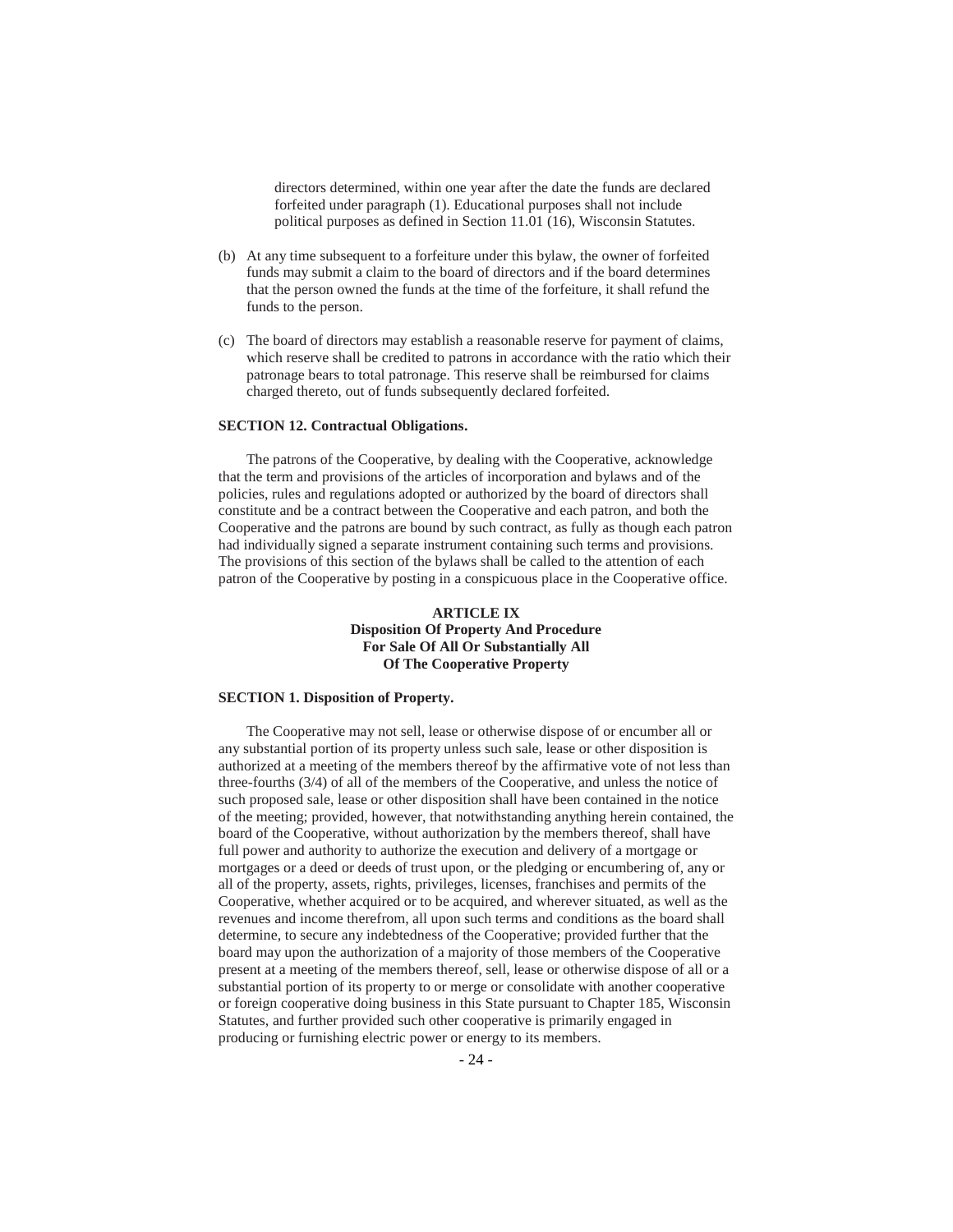directors determined, within one year after the date the funds are declared forfeited under paragraph (1). Educational purposes shall not include political purposes as defined in Section 11.01 (16), Wisconsin Statutes.

(b) At any time subsequent to a forfeiture under this bylaw, the owner of forfeited funds may submit a claim to the board of directors and if the board determines that the person owned the funds at the time of the forfeiture, it shall refund the funds to the person.

(c) The board of directors may establish a reasonable reserve for payment of claims, which reserve shall be credited to patrons in accordance with the ratio which their patronage bears to total patronage. This reserve shall be reimbursed for claims charged thereto, out of funds subsequently declared forfeited.

**SECTION 12. Contractual Obligations.**

The patrons of the Cooperative, by dealing with the Cooperative, acknowledge that the term and provisions of the articles of incorporation and bylaws and of the policies, rules and regulations adopted or authorized by the board of directors shall constitute and be a contract between the Cooperative and each patron, and both the Cooperative and the patrons are bound by such contract, as fully as though each patron had individually signed a separate instrument containing such terms and provisions. The provisions of this section of the bylaws shall be called to the attention of each patron of the Cooperative by posting in a conspicuous place in the Cooperative office.

## ARTICLE IX
## Disposition Of Property And Procedure For Sale Of All Or Substantially All Of The Cooperative Property

**SECTION 1. Disposition of Property.**

The Cooperative may not sell, lease or otherwise dispose of or encumber all or any substantial portion of its property unless such sale, lease or other disposition is authorized at a meeting of the members thereof by the affirmative vote of not less than three-fourths (3/4) of all of the members of the Cooperative, and unless the notice of such proposed sale, lease or other disposition shall have been contained in the notice of the meeting; provided, however, that notwithstanding anything herein contained, the board of the Cooperative, without authorization by the members thereof, shall have full power and authority to authorize the execution and delivery of a mortgage or mortgages or a deed or deeds of trust upon, or the pledging or encumbering of, any or all of the property, assets, rights, privileges, licenses, franchises and permits of the Cooperative, whether acquired or to be acquired, and wherever situated, as well as the revenues and income therefrom, all upon such terms and conditions as the board shall determine, to secure any indebtedness of the Cooperative; provided further that the board may upon the authorization of a majority of those members of the Cooperative present at a meeting of the members thereof, sell, lease or otherwise dispose of all or a substantial portion of its property to or merge or consolidate with another cooperative or foreign cooperative doing business in this State pursuant to Chapter 185, Wisconsin Statutes, and further provided such other cooperative is primarily engaged in producing or furnishing electric power or energy to its members.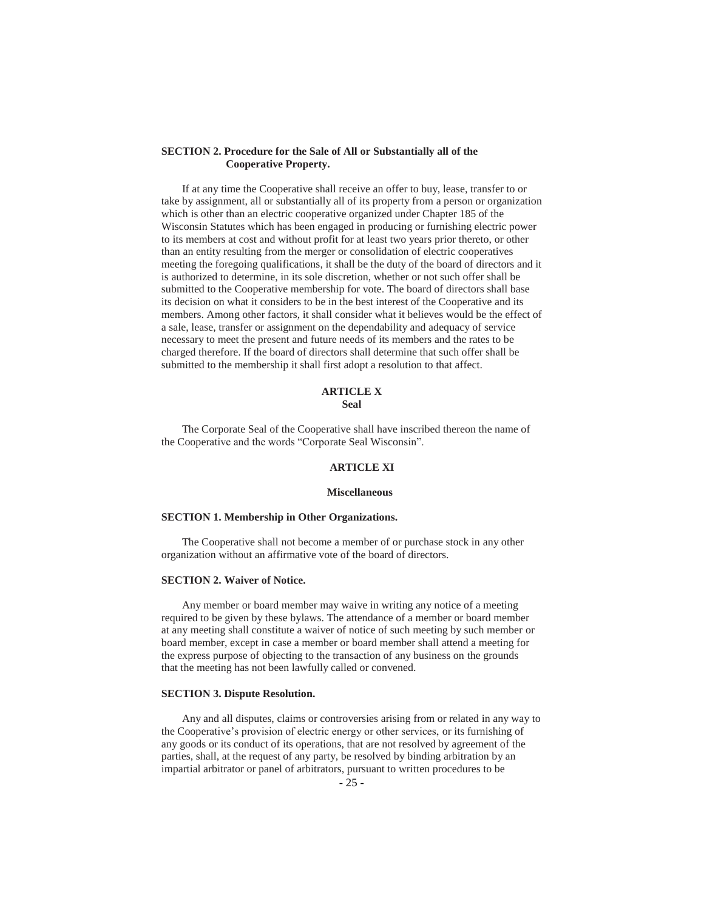**SECTION 2. Procedure for the Sale of All or Substantially all of the Cooperative Property.**

If at any time the Cooperative shall receive an offer to buy, lease, transfer to or take by assignment, all or substantially all of its property from a person or organization which is other than an electric cooperative organized under Chapter 185 of the Wisconsin Statutes which has been engaged in producing or furnishing electric power to its members at cost and without profit for at least two years prior thereto, or other than an entity resulting from the merger or consolidation of electric cooperatives meeting the foregoing qualifications, it shall be the duty of the board of directors and it is authorized to determine, in its sole discretion, whether or not such offer shall be submitted to the Cooperative membership for vote. The board of directors shall base its decision on what it considers to be in the best interest of the Cooperative and its members. Among other factors, it shall consider what it believes would be the effect of a sale, lease, transfer or assignment on the dependability and adequacy of service necessary to meet the present and future needs of its members and the rates to be charged therefore. If the board of directors shall determine that such offer shall be submitted to the membership it shall first adopt a resolution to that affect.

## ARTICLE X
## Seal

The Corporate Seal of the Cooperative shall have inscribed thereon the name of the Cooperative and the words "Corporate Seal Wisconsin".

## ARTICLE XI

## Miscellaneous

**SECTION 1. Membership in Other Organizations.**

The Cooperative shall not become a member of or purchase stock in any other organization without an affirmative vote of the board of directors.

**SECTION 2. Waiver of Notice.**

Any member or board member may waive in writing any notice of a meeting required to be given by these bylaws. The attendance of a member or board member at any meeting shall constitute a waiver of notice of such meeting by such member or board member, except in case a member or board member shall attend a meeting for the express purpose of objecting to the transaction of any business on the grounds that the meeting has not been lawfully called or convened.

**SECTION 3. Dispute Resolution.**

Any and all disputes, claims or controversies arising from or related in any way to the Cooperative's provision of electric energy or other services, or its furnishing of any goods or its conduct of its operations, that are not resolved by agreement of the parties, shall, at the request of any party, be resolved by binding arbitration by an impartial arbitrator or panel of arbitrators, pursuant to written procedures to be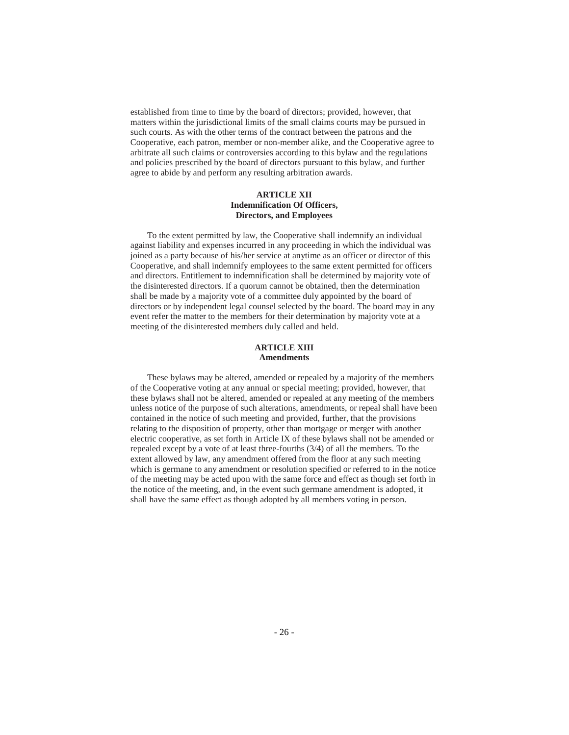established from time to time by the board of directors; provided, however, that matters within the jurisdictional limits of the small claims courts may be pursued in such courts. As with the other terms of the contract between the patrons and the Cooperative, each patron, member or non-member alike, and the Cooperative agree to arbitrate all such claims or controversies according to this bylaw and the regulations and policies prescribed by the board of directors pursuant to this bylaw, and further agree to abide by and perform any resulting arbitration awards.

## ARTICLE XII
## Indemnification Of Officers, Directors, and Employees

To the extent permitted by law, the Cooperative shall indemnify an individual against liability and expenses incurred in any proceeding in which the individual was joined as a party because of his/her service at anytime as an officer or director of this Cooperative, and shall indemnify employees to the same extent permitted for officers and directors. Entitlement to indemnification shall be determined by majority vote of the disinterested directors. If a quorum cannot be obtained, then the determination shall be made by a majority vote of a committee duly appointed by the board of directors or by independent legal counsel selected by the board. The board may in any event refer the matter to the members for their determination by majority vote at a meeting of the disinterested members duly called and held.

## ARTICLE XIII
## Amendments

These bylaws may be altered, amended or repealed by a majority of the members of the Cooperative voting at any annual or special meeting; provided, however, that these bylaws shall not be altered, amended or repealed at any meeting of the members unless notice of the purpose of such alterations, amendments, or repeal shall have been contained in the notice of such meeting and provided, further, that the provisions relating to the disposition of property, other than mortgage or merger with another electric cooperative, as set forth in Article IX of these bylaws shall not be amended or repealed except by a vote of at least three-fourths (3/4) of all the members. To the extent allowed by law, any amendment offered from the floor at any such meeting which is germane to any amendment or resolution specified or referred to in the notice of the meeting may be acted upon with the same force and effect as though set forth in the notice of the meeting, and, in the event such germane amendment is adopted, it shall have the same effect as though adopted by all members voting in person.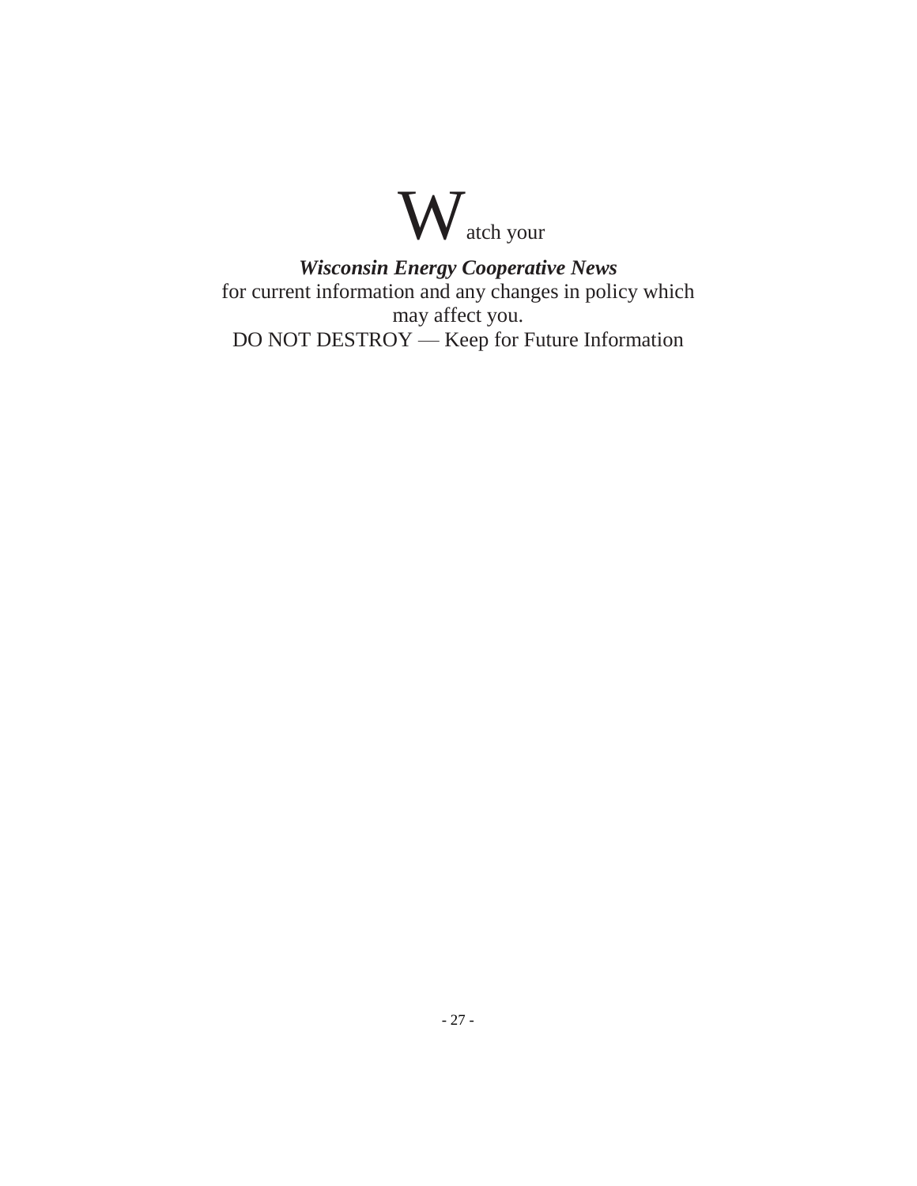Watch your

***Wisconsin Energy Cooperative News***

for current information and any changes in policy which may affect you.

DO NOT DESTROY — Keep for Future Information